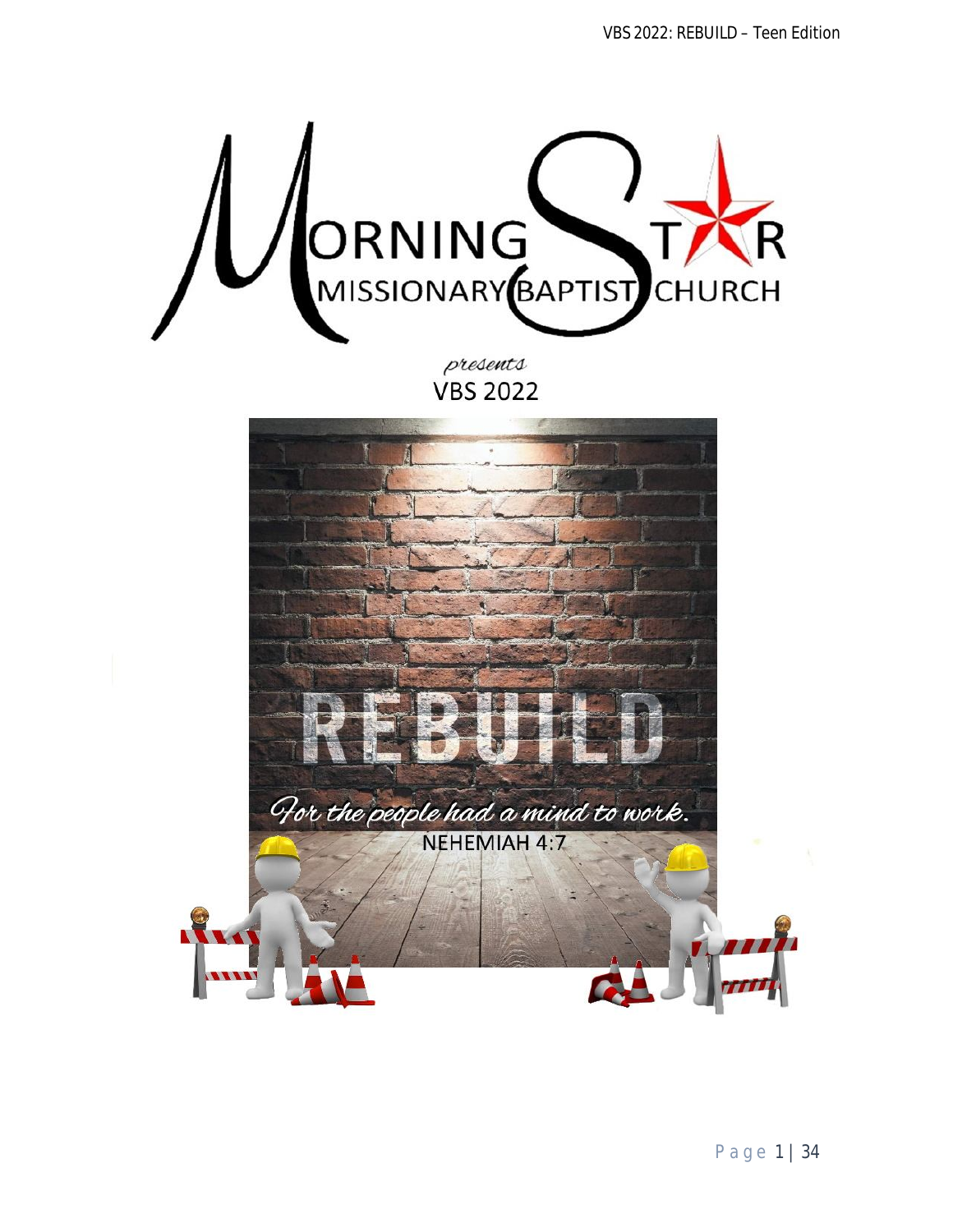# MORNING STAR

## MISSIONARY BAPTIST CHURCH

*presents*

## VBS 2022

# REBUILD

*For the people had a mind to work.*

NEHEMIAH 4:7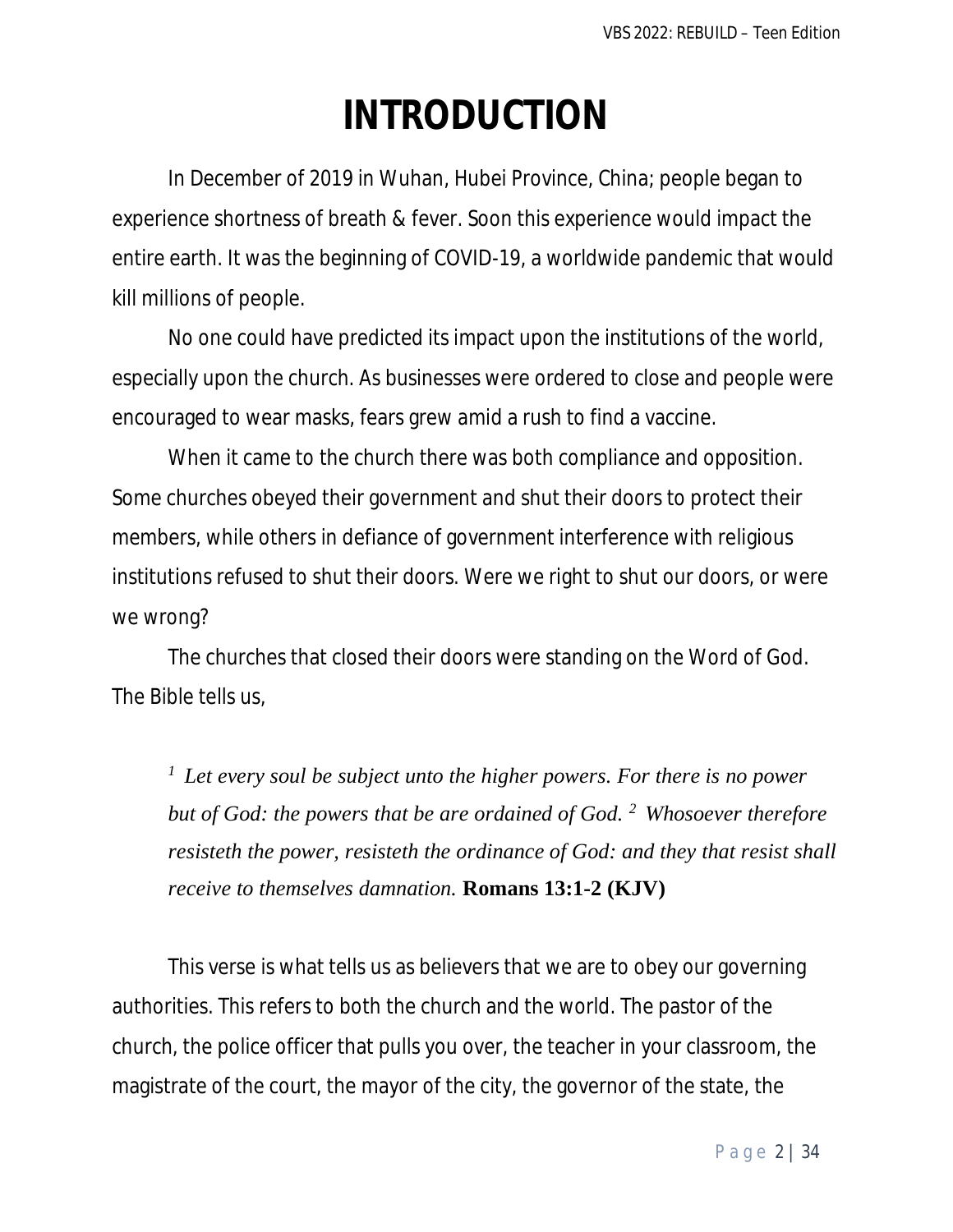# INTRODUCTION

In December of 2019 in Wuhan, Hubei Province, China; people began to experience shortness of breath & fever. Soon this experience would impact the entire earth. It was the beginning of COVID-19, a worldwide pandemic that would kill millions of people.

No one could have predicted its impact upon the institutions of the world, especially upon the church. As businesses were ordered to close and people were encouraged to wear masks, fears grew amid a rush to find a vaccine.

When it came to the church there was both compliance and opposition. Some churches obeyed their government and shut their doors to protect their members, while others in defiance of government interference with religious institutions refused to shut their doors. Were we right to shut our doors, or were we wrong?

The churches that closed their doors were standing on the Word of God. The Bible tells us,

> [1] *Let every soul be subject unto the higher powers. For there is no power but of God: the powers that be are ordained of God.* [2] *Whosoever therefore resisteth the power, resisteth the ordinance of God: and they that resist shall receive to themselves damnation.* **Romans 13:1-2 (KJV)**

This verse is what tells us as believers that we are to obey our governing authorities. This refers to both the church and the world. The pastor of the church, the police officer that pulls you over, the teacher in your classroom, the magistrate of the court, the mayor of the city, the governor of the state, the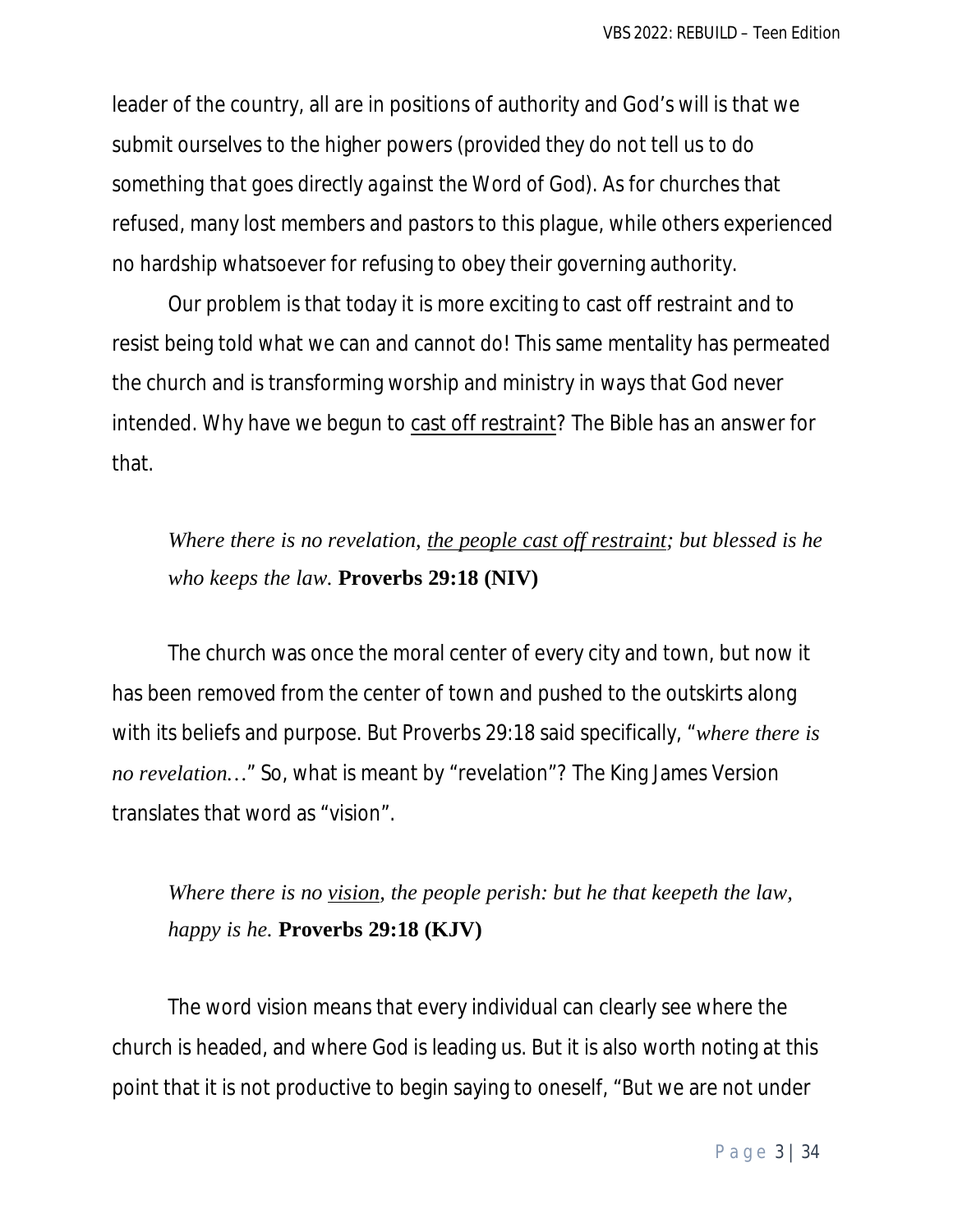leader of the country, all are in positions of authority and God's will is that we submit ourselves to the higher powers (provided they do not tell us to do something that goes directly against the Word of God). As for churches that refused, many lost members and pastors to this plague, while others experienced no hardship whatsoever for refusing to obey their governing authority.

Our problem is that today it is more exciting to cast off restraint and to resist being told what we can and cannot do! This same mentality has permeated the church and is transforming worship and ministry in ways that God never intended. Why have we begun to <u>cast off restraint</u>? The Bible has an answer for that.

> *Where there is no revelation, <u>the people cast off restraint</u>; but blessed is he who keeps the law.* **Proverbs 29:18 (NIV)**

The church was once the moral center of every city and town, but now it has been removed from the center of town and pushed to the outskirts along with its beliefs and purpose. But Proverbs 29:18 said specifically, "*where there is no revelation…*" So, what is meant by "revelation"? The King James Version translates that word as "vision".

> *Where there is no <u>vision</u>, the people perish: but he that keepeth the law, happy is he.* **Proverbs 29:18 (KJV)**

The word vision means that every individual can clearly see where the church is headed, and where God is leading us. But it is also worth noting at this point that it is not productive to begin saying to oneself, "But we are not under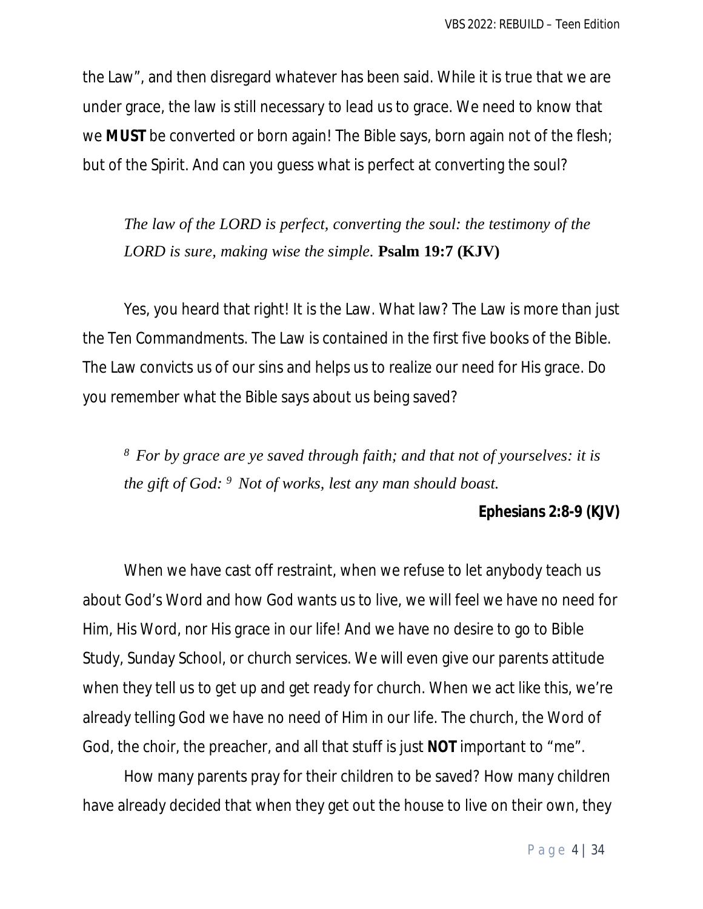the Law", and then disregard whatever has been said. While it is true that we are under grace, the law is still necessary to lead us to grace. We need to know that we **MUST** be converted or born again! The Bible says, born again not of the flesh; but of the Spirit. And can you guess what is perfect at converting the soul?

> *The law of the LORD is perfect, converting the soul: the testimony of the LORD is sure, making wise the simple.* **Psalm 19:7 (KJV)**

Yes, you heard that right! It is the Law. What law? The Law is more than just the Ten Commandments. The Law is contained in the first five books of the Bible. The Law convicts us of our sins and helps us to realize our need for His grace. Do you remember what the Bible says about us being saved?

> [8] *For by grace are ye saved through faith; and that not of yourselves: it is the gift of God:* [9] *Not of works, lest any man should boast.*
>
> **Ephesians 2:8-9 (KJV)**

When we have cast off restraint, when we refuse to let anybody teach us about God's Word and how God wants us to live, we will feel we have no need for Him, His Word, nor His grace in our life! And we have no desire to go to Bible Study, Sunday School, or church services. We will even give our parents attitude when they tell us to get up and get ready for church. When we act like this, we're already telling God we have no need of Him in our life. The church, the Word of God, the choir, the preacher, and all that stuff is just **NOT** important to "me".

How many parents pray for their children to be saved? How many children have already decided that when they get out the house to live on their own, they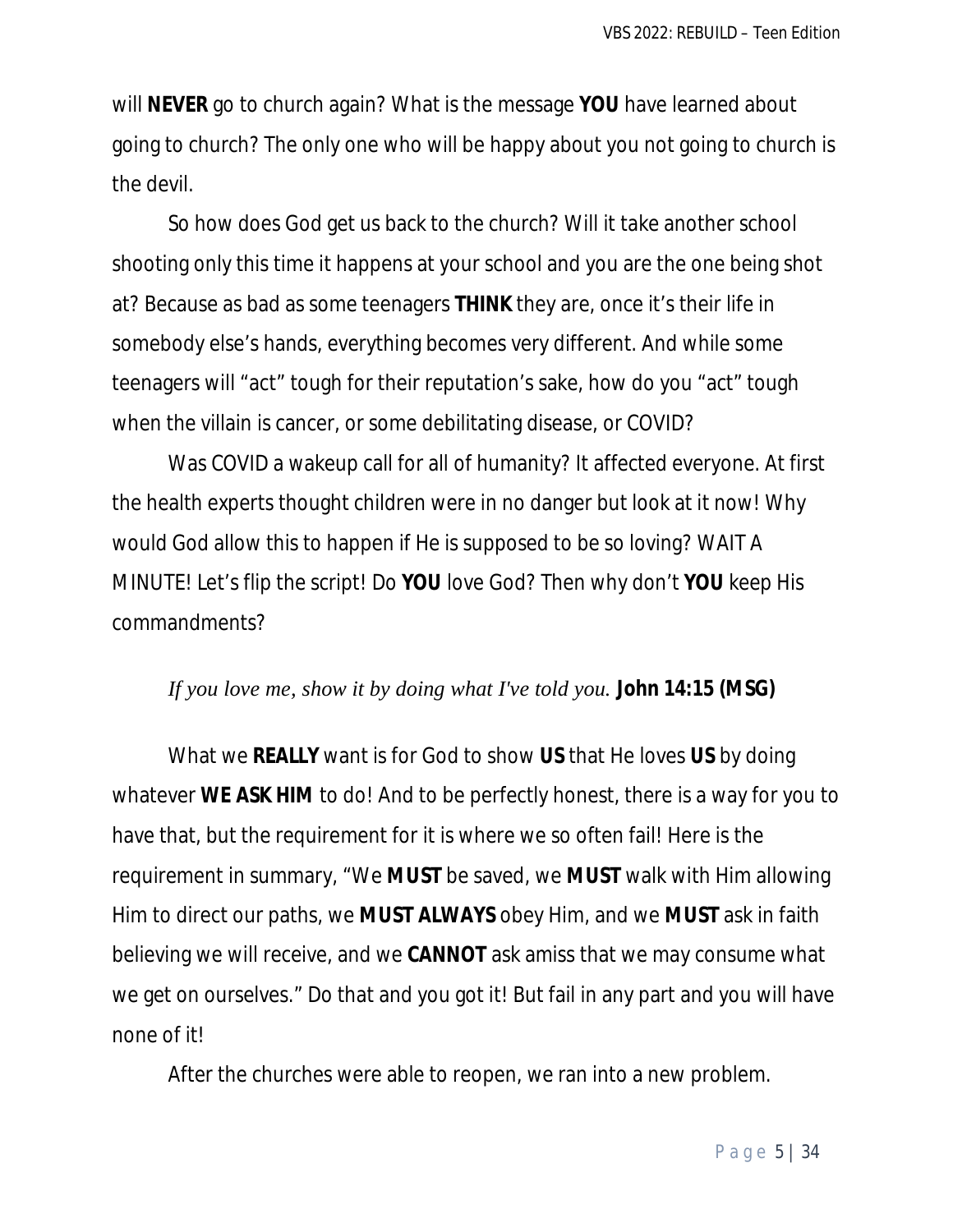will **NEVER** go to church again? What is the message **YOU** have learned about going to church? The only one who will be happy about you not going to church is the devil.

So how does God get us back to the church? Will it take another school shooting only this time it happens at your school and you are the one being shot at? Because as bad as some teenagers **THINK** they are, once it's their life in somebody else's hands, everything becomes very different. And while some teenagers will "act" tough for their reputation's sake, how do you "act" tough when the villain is cancer, or some debilitating disease, or COVID?

Was COVID a wakeup call for all of humanity? It affected everyone. At first the health experts thought children were in no danger but look at it now! Why would God allow this to happen if He is supposed to be so loving? WAIT A MINUTE! Let's flip the script! Do **YOU** love God? Then why don't **YOU** keep His commandments?

*If you love me, show it by doing what I've told you.* **John 14:15 (MSG)**

What we **REALLY** want is for God to show **US** that He loves **US** by doing whatever **WE ASK HIM** to do! And to be perfectly honest, there is a way for you to have that, but the requirement for it is where we so often fail! Here is the requirement in summary, "We **MUST** be saved, we **MUST** walk with Him allowing Him to direct our paths, we **MUST ALWAYS** obey Him, and we **MUST** ask in faith believing we will receive, and we **CANNOT** ask amiss that we may consume what we get on ourselves." Do that and you got it! But fail in any part and you will have none of it!

After the churches were able to reopen, we ran into a new problem.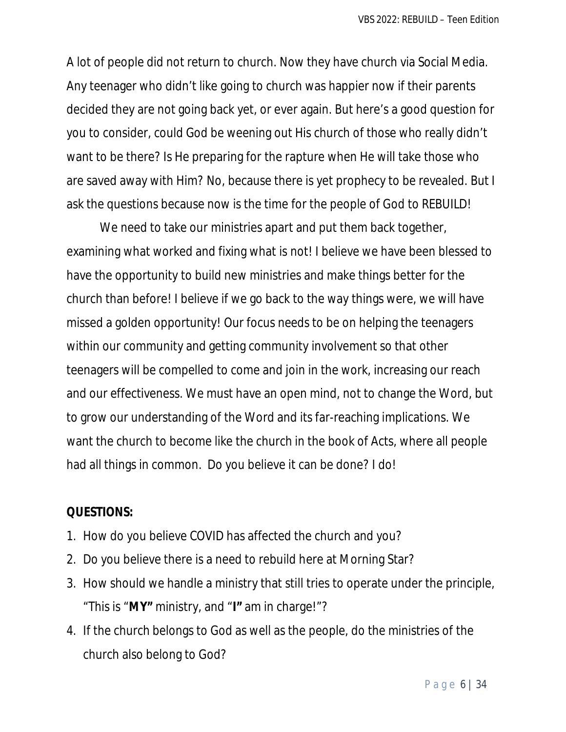A lot of people did not return to church. Now they have church via Social Media. Any teenager who didn't like going to church was happier now if their parents decided they are not going back yet, or ever again. But here's a good question for you to consider, could God be weening out His church of those who really didn't want to be there? Is He preparing for the rapture when He will take those who are saved away with Him? No, because there is yet prophecy to be revealed. But I ask the questions because now is the time for the people of God to REBUILD!

We need to take our ministries apart and put them back together, examining what worked and fixing what is not! I believe we have been blessed to have the opportunity to build new ministries and make things better for the church than before! I believe if we go back to the way things were, we will have missed a golden opportunity! Our focus needs to be on helping the teenagers within our community and getting community involvement so that other teenagers will be compelled to come and join in the work, increasing our reach and our effectiveness. We must have an open mind, not to change the Word, but to grow our understanding of the Word and its far-reaching implications. We want the church to become like the church in the book of Acts, where all people had all things in common. Do you believe it can be done? I do!

**QUESTIONS:**

1. How do you believe COVID has affected the church and you?
2. Do you believe there is a need to rebuild here at Morning Star?
3. How should we handle a ministry that still tries to operate under the principle, "This is "**MY"** ministry, and "**I"** am in charge!"?
4. If the church belongs to God as well as the people, do the ministries of the church also belong to God?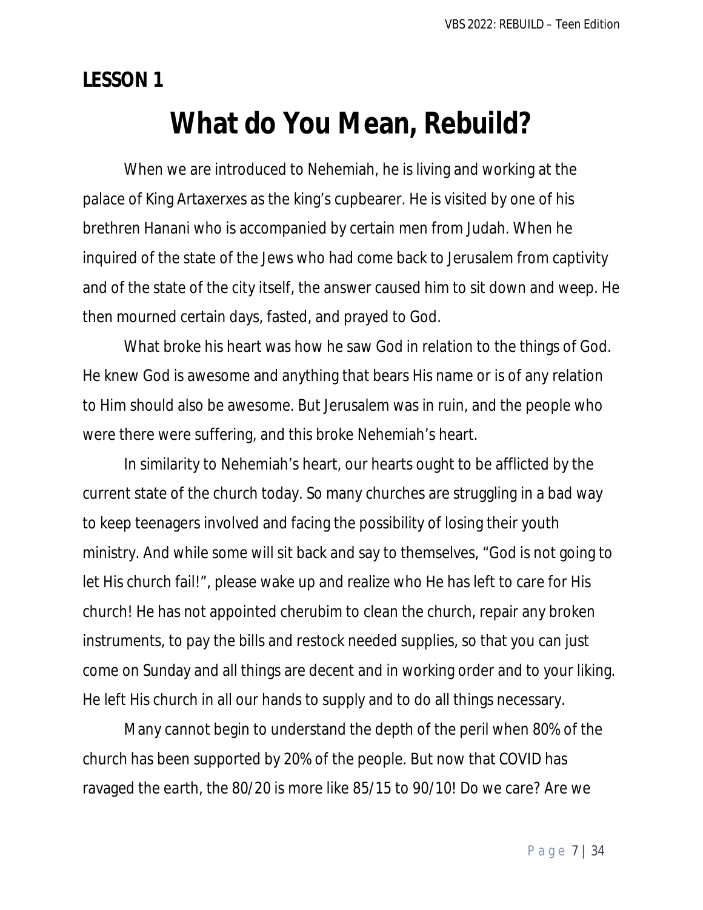**LESSON 1**

# What do You Mean, Rebuild?

When we are introduced to Nehemiah, he is living and working at the palace of King Artaxerxes as the king's cupbearer. He is visited by one of his brethren Hanani who is accompanied by certain men from Judah. When he inquired of the state of the Jews who had come back to Jerusalem from captivity and of the state of the city itself, the answer caused him to sit down and weep. He then mourned certain days, fasted, and prayed to God.

What broke his heart was how he saw God in relation to the things of God. He knew God is awesome and anything that bears His name or is of any relation to Him should also be awesome. But Jerusalem was in ruin, and the people who were there were suffering, and this broke Nehemiah's heart.

In similarity to Nehemiah's heart, our hearts ought to be afflicted by the current state of the church today. So many churches are struggling in a bad way to keep teenagers involved and facing the possibility of losing their youth ministry. And while some will sit back and say to themselves, "God is not going to let His church fail!", please wake up and realize who He has left to care for His church! He has not appointed cherubim to clean the church, repair any broken instruments, to pay the bills and restock needed supplies, so that you can just come on Sunday and all things are decent and in working order and to your liking. He left His church in all our hands to supply and to do all things necessary.

Many cannot begin to understand the depth of the peril when 80% of the church has been supported by 20% of the people. But now that COVID has ravaged the earth, the 80/20 is more like 85/15 to 90/10! Do we care? Are we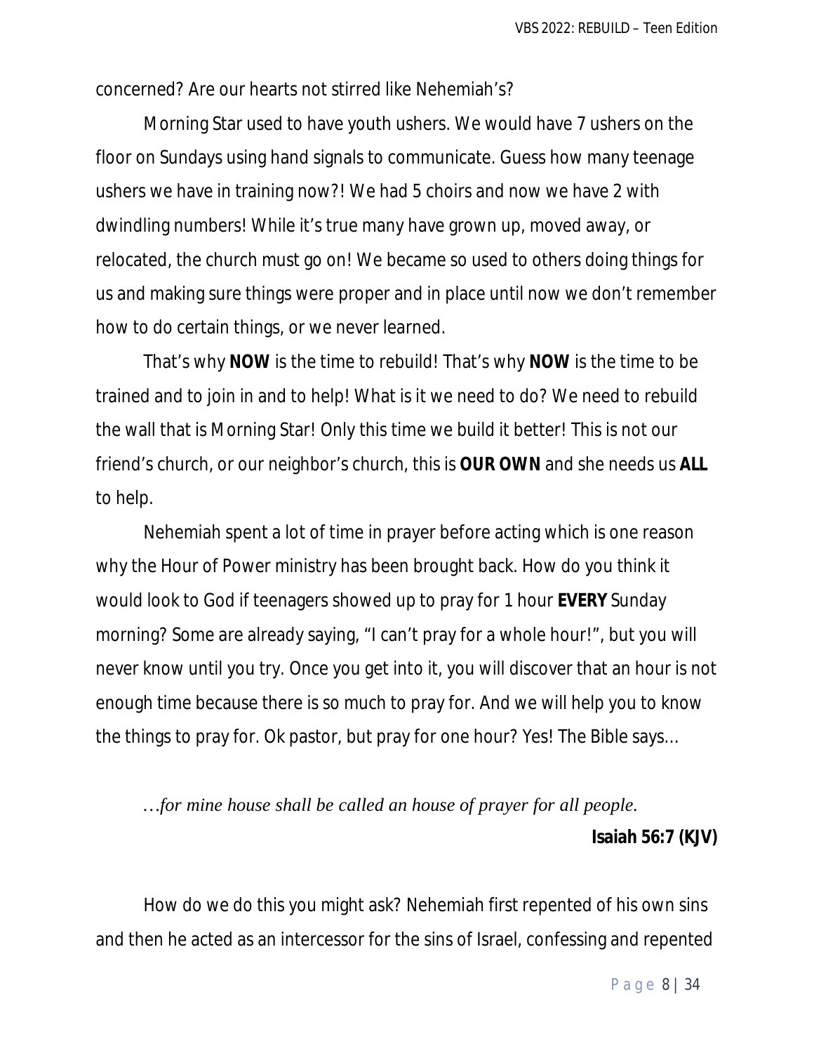concerned? Are our hearts not stirred like Nehemiah's?

Morning Star used to have youth ushers. We would have 7 ushers on the floor on Sundays using hand signals to communicate. Guess how many teenage ushers we have in training now?! We had 5 choirs and now we have 2 with dwindling numbers! While it's true many have grown up, moved away, or relocated, the church must go on! We became so used to others doing things for us and making sure things were proper and in place until now we don't remember how to do certain things, or we never learned.

That's why **NOW** is the time to rebuild! That's why **NOW** is the time to be trained and to join in and to help! What is it we need to do? We need to rebuild the wall that is Morning Star! Only this time we build it better! This is not our friend's church, or our neighbor's church, this is **OUR OWN** and she needs us **ALL** to help.

Nehemiah spent a lot of time in prayer before acting which is one reason why the Hour of Power ministry has been brought back. How do you think it would look to God if teenagers showed up to pray for 1 hour **EVERY** Sunday morning? Some are already saying, "I can't pray for a whole hour!", but you will never know until you try. Once you get into it, you will discover that an hour is not enough time because there is so much to pray for. And we will help you to know the things to pray for. Ok pastor, but pray for one hour? Yes! The Bible says…

*…for mine house shall be called an house of prayer for all people.*

**Isaiah 56:7 (KJV)**

How do we do this you might ask? Nehemiah first repented of his own sins and then he acted as an intercessor for the sins of Israel, confessing and repented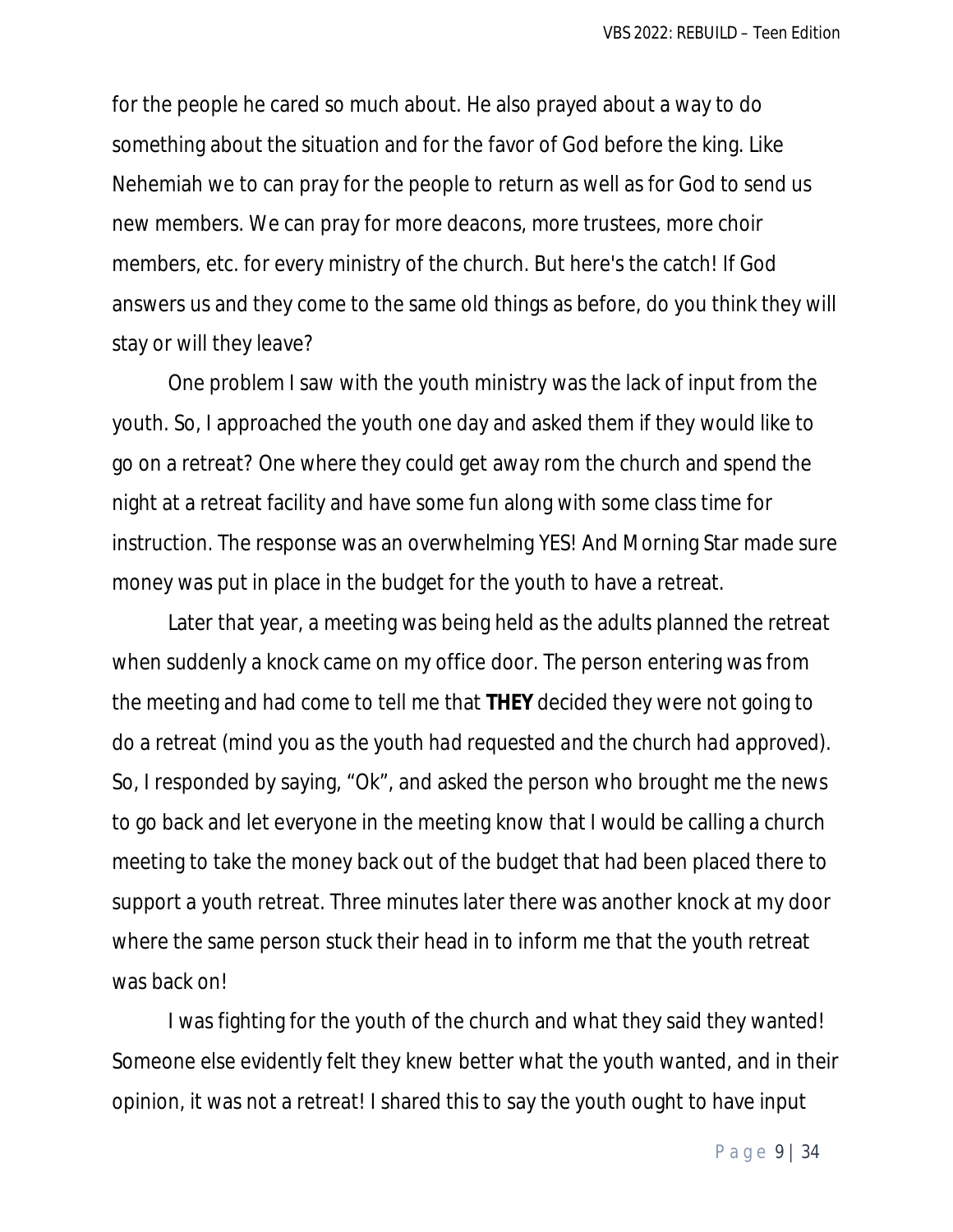for the people he cared so much about. He also prayed about a way to do something about the situation and for the favor of God before the king. Like Nehemiah we to can pray for the people to return as well as for God to send us new members. We can pray for more deacons, more trustees, more choir members, etc. for every ministry of the church. But here's the catch! If God answers us and they come to the same old things as before, do you think they will stay or will they leave?

One problem I saw with the youth ministry was the lack of input from the youth. So, I approached the youth one day and asked them if they would like to go on a retreat? One where they could get away rom the church and spend the night at a retreat facility and have some fun along with some class time for instruction. The response was an overwhelming YES! And Morning Star made sure money was put in place in the budget for the youth to have a retreat.

Later that year, a meeting was being held as the adults planned the retreat when suddenly a knock came on my office door. The person entering was from the meeting and had come to tell me that **THEY** decided they were not going to do a retreat (*mind you as the youth had requested and the church had approved*). So, I responded by saying, "Ok", and asked the person who brought me the news to go back and let everyone in the meeting know that I would be calling a church meeting to take the money back out of the budget that had been placed there to support a youth retreat. Three minutes later there was another knock at my door where the same person stuck their head in to inform me that the youth retreat was back on!

I was fighting for the youth of the church and what they said they wanted! Someone else evidently felt they knew better what the youth wanted, and in their opinion, it was not a retreat! I shared this to say the youth ought to have input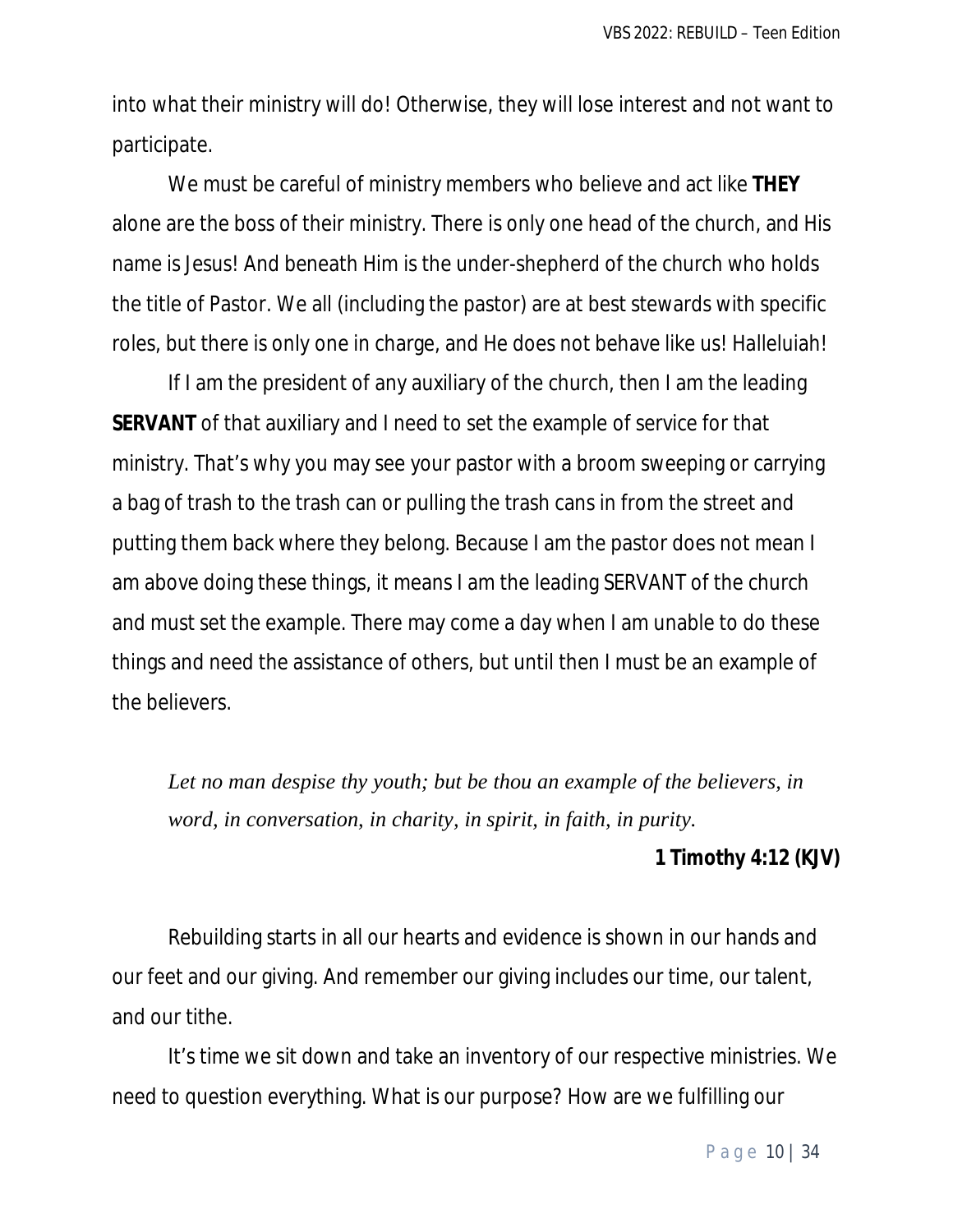into what their ministry will do! Otherwise, they will lose interest and not want to participate.

We must be careful of ministry members who believe and act like **THEY** alone are the boss of their ministry. There is only one head of the church, and His name is Jesus! And beneath Him is the under-shepherd of the church who holds the title of Pastor. We all (including the pastor) are at best stewards with specific roles, but there is only one in charge, and He does not behave like us! Halleluiah!

If I am the president of any auxiliary of the church, then I am the leading **SERVANT** of that auxiliary and I need to set the example of service for that ministry. That's why you may see your pastor with a broom sweeping or carrying a bag of trash to the trash can or pulling the trash cans in from the street and putting them back where they belong. Because I am the pastor does not mean I am above doing these things, it means I am the leading SERVANT of the church and must set the example. There may come a day when I am unable to do these things and need the assistance of others, but until then I must be an example of the believers.

> *Let no man despise thy youth; but be thou an example of the believers, in word, in conversation, in charity, in spirit, in faith, in purity.*
>
> **1 Timothy 4:12 (KJV)**

Rebuilding starts in all our hearts and evidence is shown in our hands and our feet and our giving. And remember our giving includes our time, our talent, and our tithe.

It's time we sit down and take an inventory of our respective ministries. We need to question everything. What is our purpose? How are we fulfilling our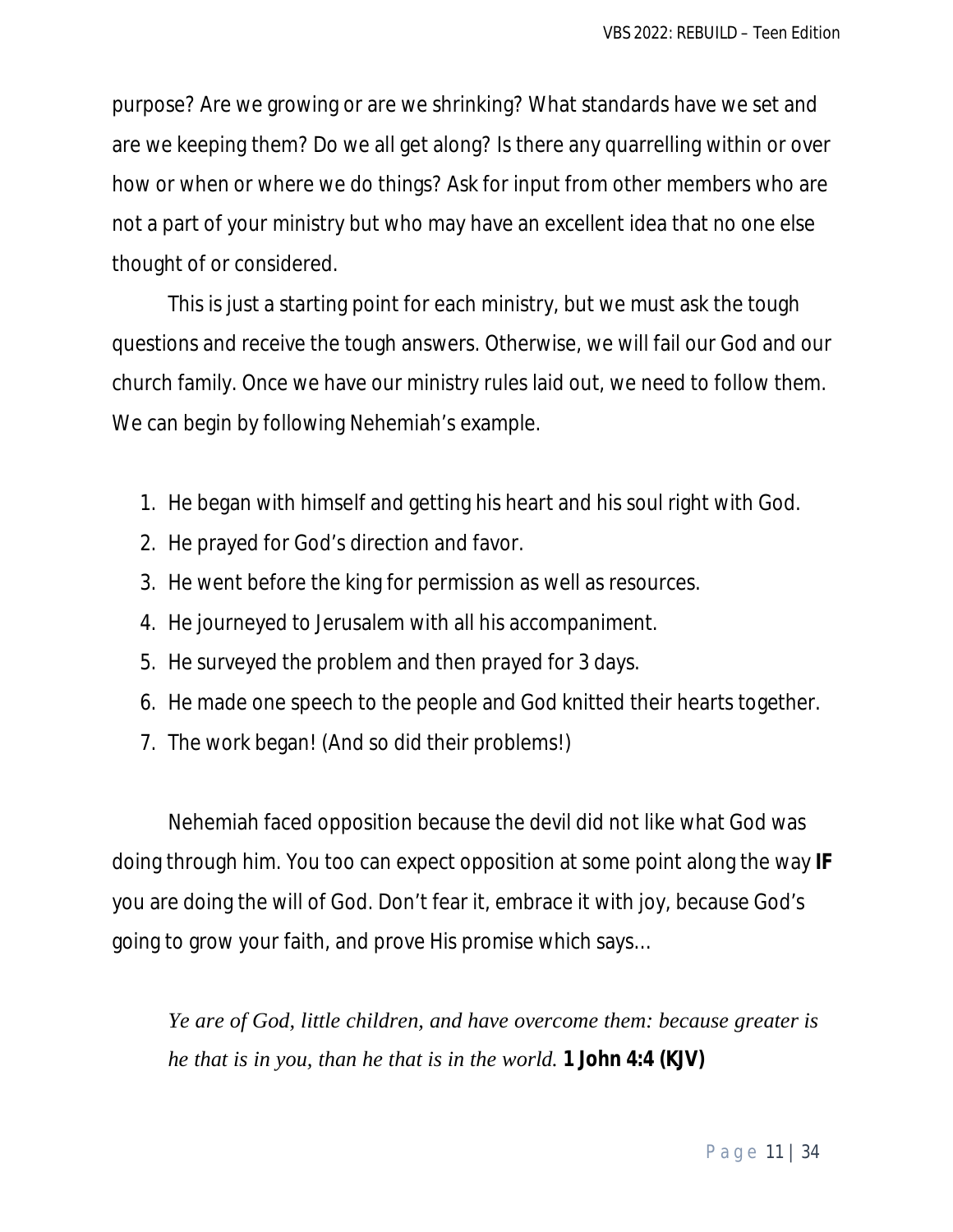purpose? Are we growing or are we shrinking? What standards have we set and are we keeping them? Do we all get along? Is there any quarrelling within or over how or when or where we do things? Ask for input from other members who are not a part of your ministry but who may have an excellent idea that no one else thought of or considered.

This is just a starting point for each ministry, but we must ask the tough questions and receive the tough answers. Otherwise, we will fail our God and our church family. Once we have our ministry rules laid out, we need to follow them. We can begin by following Nehemiah's example.

1. He began with himself and getting his heart and his soul right with God.
2. He prayed for God's direction and favor.
3. He went before the king for permission as well as resources.
4. He journeyed to Jerusalem with all his accompaniment.
5. He surveyed the problem and then prayed for 3 days.
6. He made one speech to the people and God knitted their hearts together.
7. The work began! (And so did their problems!)

Nehemiah faced opposition because the devil did not like what God was doing through him. You too can expect opposition at some point along the way **IF** you are doing the will of God. Don't fear it, embrace it with joy, because God's going to grow your faith, and prove His promise which says…

*Ye are of God, little children, and have overcome them: because greater is he that is in you, than he that is in the world.* **1 John 4:4 (KJV)**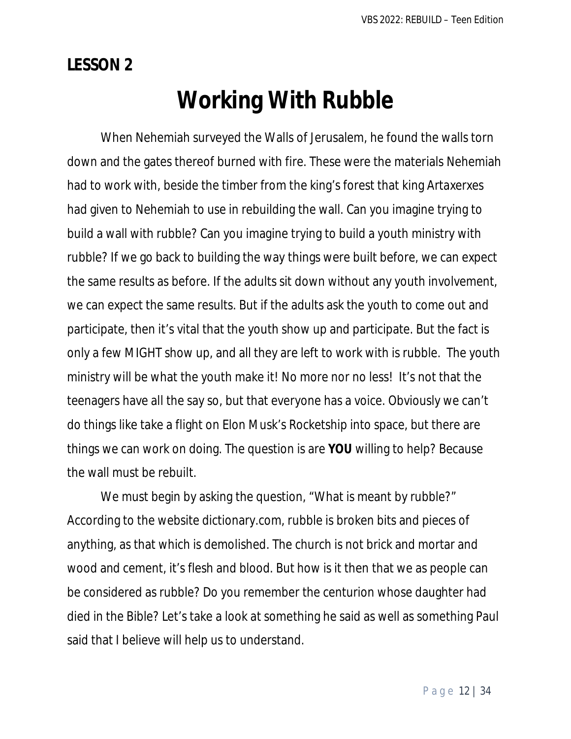**LESSON 2**

# Working With Rubble

When Nehemiah surveyed the Walls of Jerusalem, he found the walls torn down and the gates thereof burned with fire. These were the materials Nehemiah had to work with, beside the timber from the king's forest that king Artaxerxes had given to Nehemiah to use in rebuilding the wall. Can you imagine trying to build a wall with rubble? Can you imagine trying to build a youth ministry with rubble? If we go back to building the way things were built before, we can expect the same results as before. If the adults sit down without any youth involvement, we can expect the same results. But if the adults ask the youth to come out and participate, then it's vital that the youth show up and participate. But the fact is only a few MIGHT show up, and all they are left to work with is rubble. The youth ministry will be what the youth make it! No more nor no less! It's not that the teenagers have all the say so, but that everyone has a voice. Obviously we can't do things like take a flight on Elon Musk's Rocketship into space, but there are things we can work on doing. The question is are **YOU** willing to help? Because the wall must be rebuilt.

We must begin by asking the question, "What is meant by rubble?" According to the website dictionary.com, rubble is broken bits and pieces of anything, as that which is demolished. The church is not brick and mortar and wood and cement, it's flesh and blood. But how is it then that we as people can be considered as rubble? Do you remember the centurion whose daughter had died in the Bible? Let's take a look at something he said as well as something Paul said that I believe will help us to understand.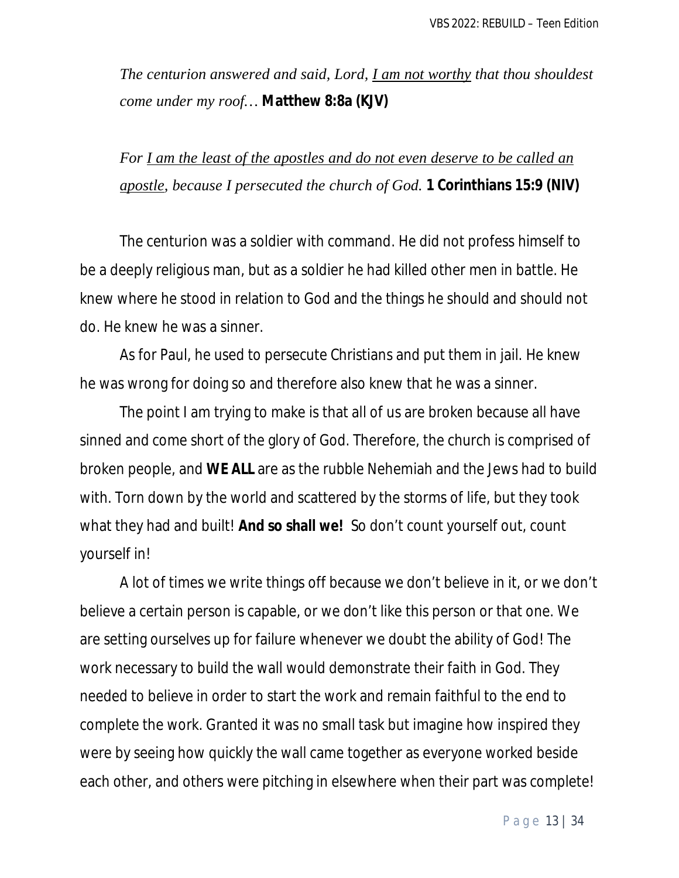*The centurion answered and said, Lord, <u>I am not worthy</u> that thou shouldest come under my roof…* **Matthew 8:8a (KJV)**

*For <u>I am the least of the apostles and do not even deserve to be called an apostle</u>, because I persecuted the church of God.* **1 Corinthians 15:9 (NIV)**

The centurion was a soldier with command. He did not profess himself to be a deeply religious man, but as a soldier he had killed other men in battle. He knew where he stood in relation to God and the things he should and should not do. He knew he was a sinner.

As for Paul, he used to persecute Christians and put them in jail. He knew he was wrong for doing so and therefore also knew that he was a sinner.

The point I am trying to make is that all of us are broken because all have sinned and come short of the glory of God. Therefore, the church is comprised of broken people, and **WE ALL** are as the rubble Nehemiah and the Jews had to build with. Torn down by the world and scattered by the storms of life, but they took what they had and built! **And so shall we!** So don't count yourself out, count yourself in!

A lot of times we write things off because we don't believe in it, or we don't believe a certain person is capable, or we don't like this person or that one. We are setting ourselves up for failure whenever we doubt the ability of God! The work necessary to build the wall would demonstrate their faith in God. They needed to believe in order to start the work and remain faithful to the end to complete the work. Granted it was no small task but imagine how inspired they were by seeing how quickly the wall came together as everyone worked beside each other, and others were pitching in elsewhere when their part was complete!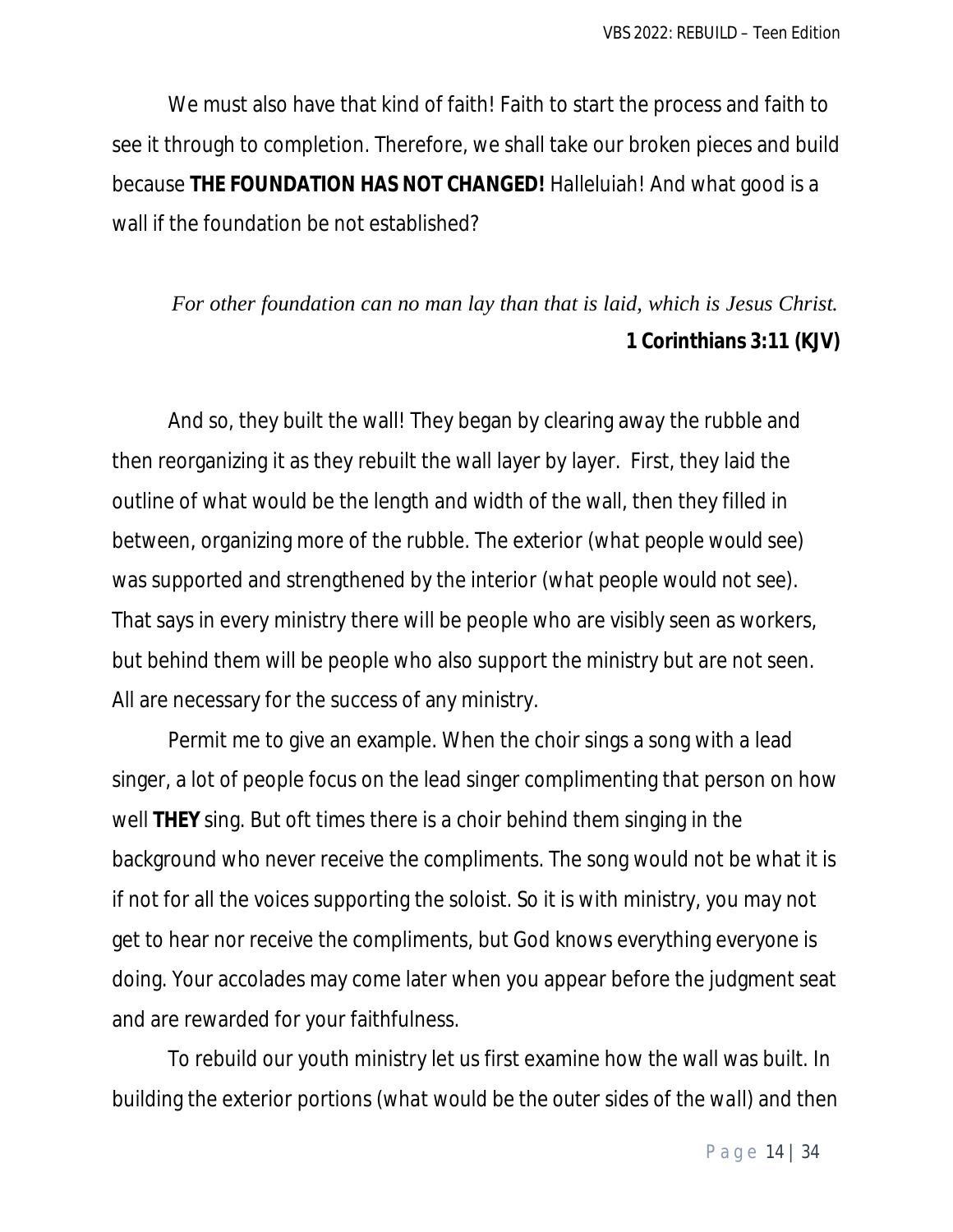We must also have that kind of faith! Faith to start the process and faith to see it through to completion. Therefore, we shall take our broken pieces and build because **THE FOUNDATION HAS NOT CHANGED!** Halleluiah! And what good is a wall if the foundation be not established?

> *For other foundation can no man lay than that is laid, which is Jesus Christ.*
>
> **1 Corinthians 3:11 (KJV)**

And so, they built the wall! They began by clearing away the rubble and then reorganizing it as they rebuilt the wall layer by layer. First, they laid the outline of what would be the length and width of the wall, then they filled in between, organizing more of the rubble. The exterior (what people would see) was supported and strengthened by the interior (what people would not see). That says in every ministry there will be people who are visibly seen as workers, but behind them will be people who also support the ministry but are not seen. All are necessary for the success of any ministry.

Permit me to give an example. When the choir sings a song with a lead singer, a lot of people focus on the lead singer complimenting that person on how well **THEY** sing. But oft times there is a choir behind them singing in the background who never receive the compliments. The song would not be what it is if not for all the voices supporting the soloist. So it is with ministry, you may not get to hear nor receive the compliments, but God knows everything everyone is doing. Your accolades may come later when you appear before the judgment seat and are rewarded for your faithfulness.

To rebuild our youth ministry let us first examine how the wall was built. In building the exterior portions (what would be the outer sides of the wall) and then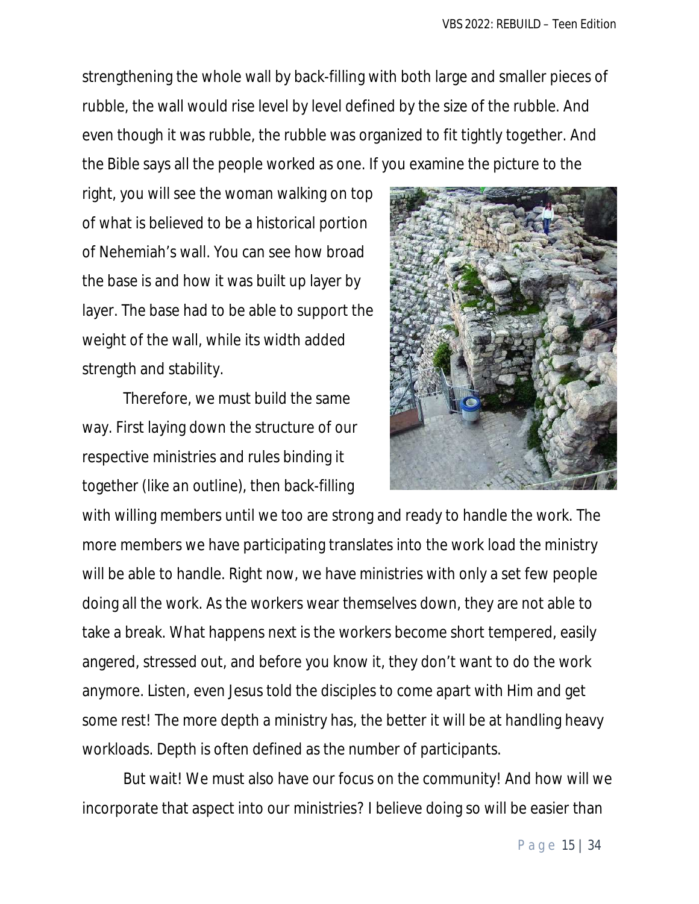strengthening the whole wall by back-filling with both large and smaller pieces of rubble, the wall would rise level by level defined by the size of the rubble. And even though it was rubble, the rubble was organized to fit tightly together. And the Bible says all the people worked as one. If you examine the picture to the right, you will see the woman walking on top of what is believed to be a historical portion of Nehemiah's wall. You can see how broad the base is and how it was built up layer by layer. The base had to be able to support the weight of the wall, while its width added strength and stability.

Therefore, we must build the same way. First laying down the structure of our respective ministries and rules binding it together (like an outline), then back-filling with willing members until we too are strong and ready to handle the work. The more members we have participating translates into the work load the ministry will be able to handle. Right now, we have ministries with only a set few people doing all the work. As the workers wear themselves down, they are not able to take a break. What happens next is the workers become short tempered, easily angered, stressed out, and before you know it, they don't want to do the work anymore. Listen, even Jesus told the disciples to come apart with Him and get some rest! The more depth a ministry has, the better it will be at handling heavy workloads. Depth is often defined as the number of participants.

But wait! We must also have our focus on the community! And how will we incorporate that aspect into our ministries? I believe doing so will be easier than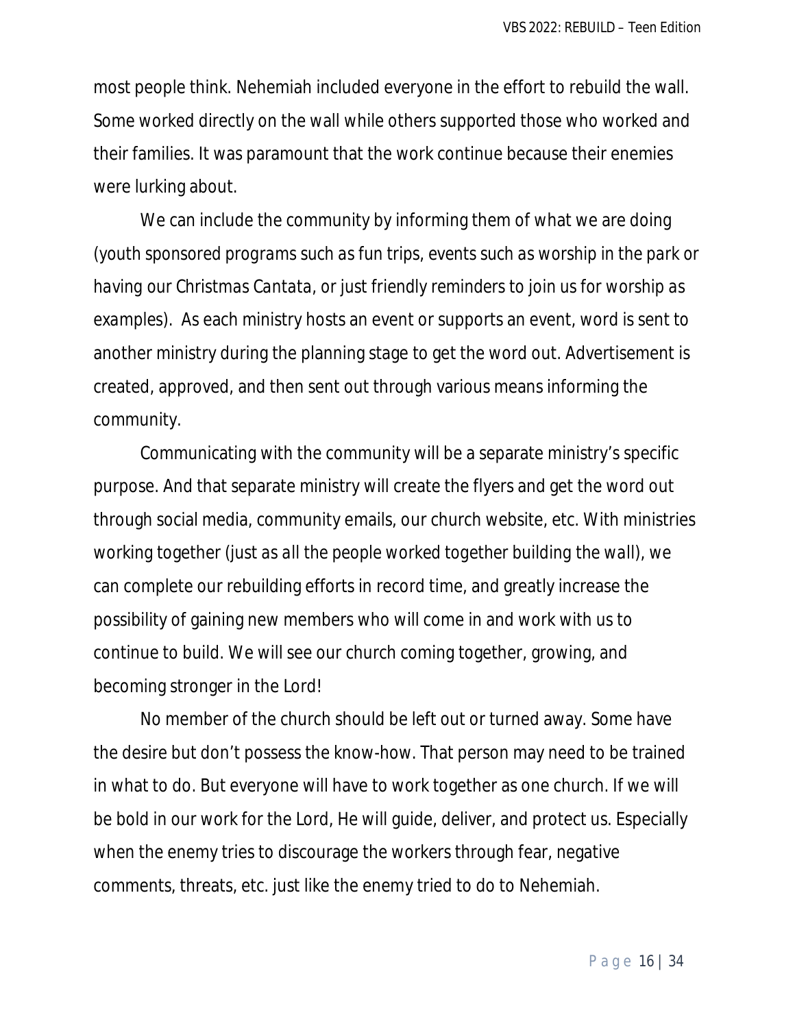most people think. Nehemiah included everyone in the effort to rebuild the wall. Some worked directly on the wall while others supported those who worked and their families. It was paramount that the work continue because their enemies were lurking about.

We can include the community by informing them of what we are doing (youth sponsored programs such as fun trips, events such as worship in the park or having our Christmas Cantata, or just friendly reminders to join us for worship as examples). As each ministry hosts an event or supports an event, word is sent to another ministry during the planning stage to get the word out. Advertisement is created, approved, and then sent out through various means informing the community.

Communicating with the community will be a separate ministry's specific purpose. And that separate ministry will create the flyers and get the word out through social media, community emails, our church website, etc. With ministries working together (just as all the people worked together building the wall), we can complete our rebuilding efforts in record time, and greatly increase the possibility of gaining new members who will come in and work with us to continue to build. We will see our church coming together, growing, and becoming stronger in the Lord!

No member of the church should be left out or turned away. Some have the desire but don't possess the know-how. That person may need to be trained in what to do. But everyone will have to work together as one church. If we will be bold in our work for the Lord, He will guide, deliver, and protect us. Especially when the enemy tries to discourage the workers through fear, negative comments, threats, etc. just like the enemy tried to do to Nehemiah.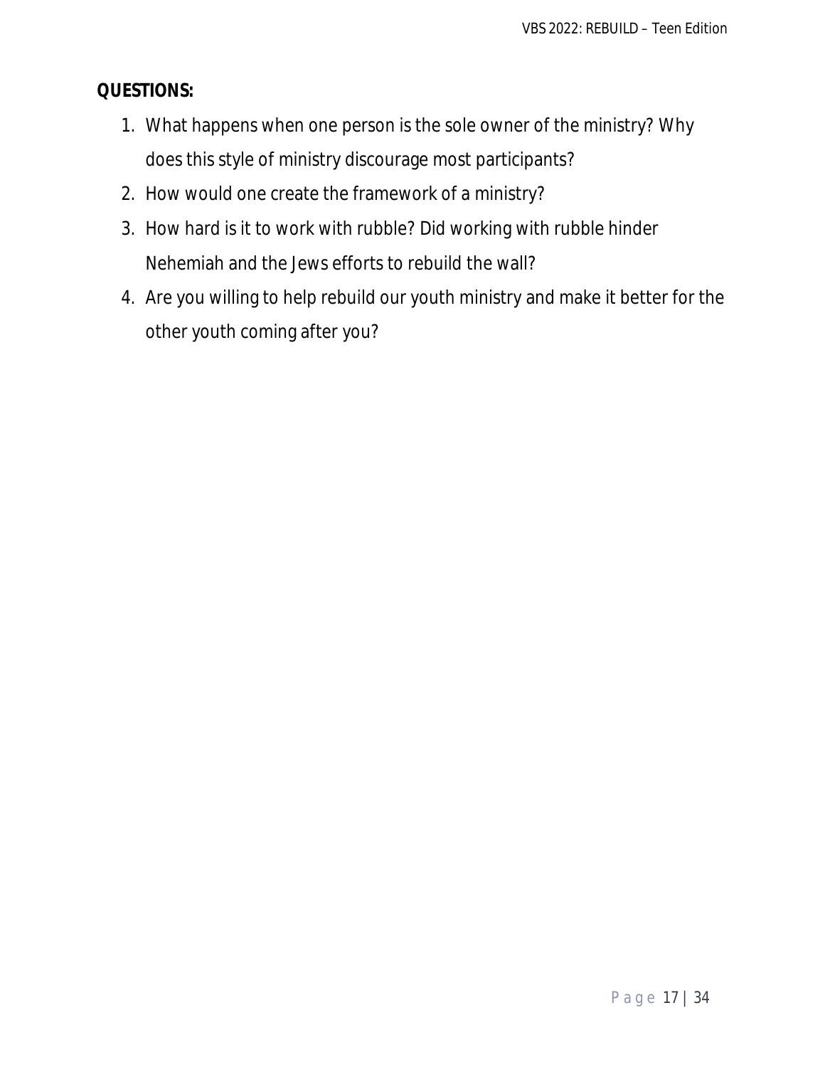**QUESTIONS:**

1. What happens when one person is the sole owner of the ministry? Why does this style of ministry discourage most participants?
2. How would one create the framework of a ministry?
3. How hard is it to work with rubble? Did working with rubble hinder Nehemiah and the Jews efforts to rebuild the wall?
4. Are you willing to help rebuild our youth ministry and make it better for the other youth coming after you?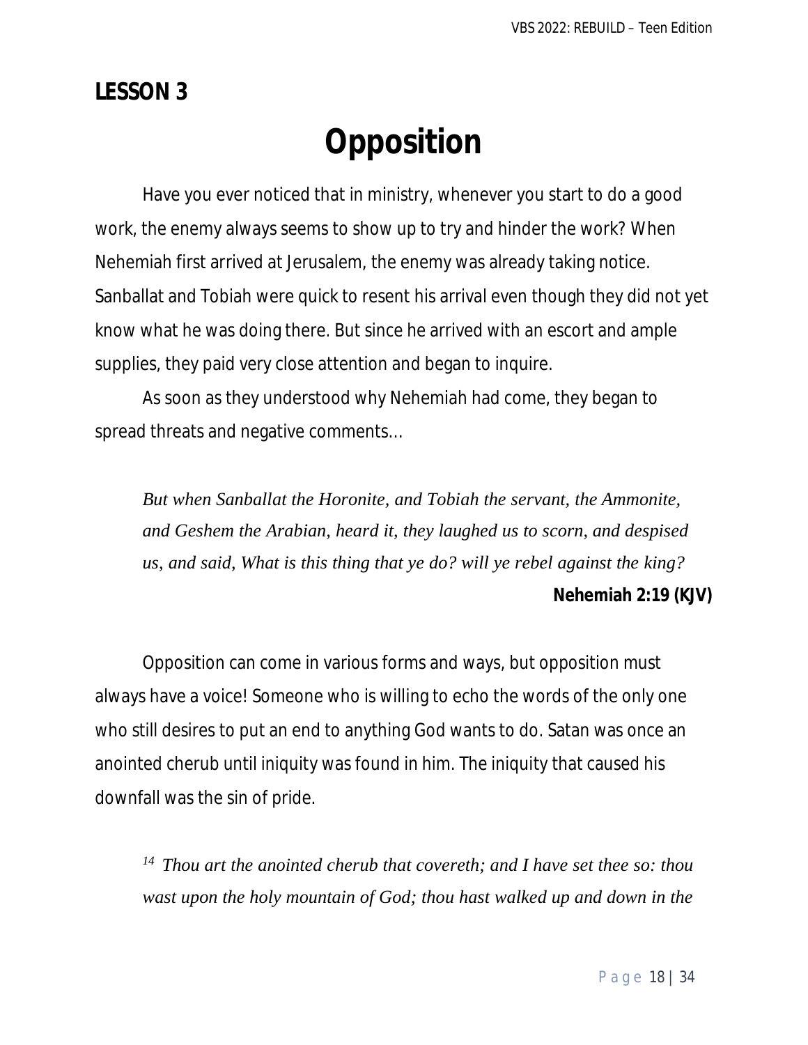**LESSON 3**

# Opposition

Have you ever noticed that in ministry, whenever you start to do a good work, the enemy always seems to show up to try and hinder the work? When Nehemiah first arrived at Jerusalem, the enemy was already taking notice. Sanballat and Tobiah were quick to resent his arrival even though they did not yet know what he was doing there. But since he arrived with an escort and ample supplies, they paid very close attention and began to inquire.

As soon as they understood why Nehemiah had come, they began to spread threats and negative comments…

> *But when Sanballat the Horonite, and Tobiah the servant, the Ammonite, and Geshem the Arabian, heard it, they laughed us to scorn, and despised us, and said, What is this thing that ye do? will ye rebel against the king?*
>
> **Nehemiah 2:19 (KJV)**

Opposition can come in various forms and ways, but opposition must always have a voice! Someone who is willing to echo the words of the only one who still desires to put an end to anything God wants to do. Satan was once an anointed cherub until iniquity was found in him. The iniquity that caused his downfall was the sin of pride.

> [14] *Thou art the anointed cherub that covereth; and I have set thee so: thou wast upon the holy mountain of God; thou hast walked up and down in the*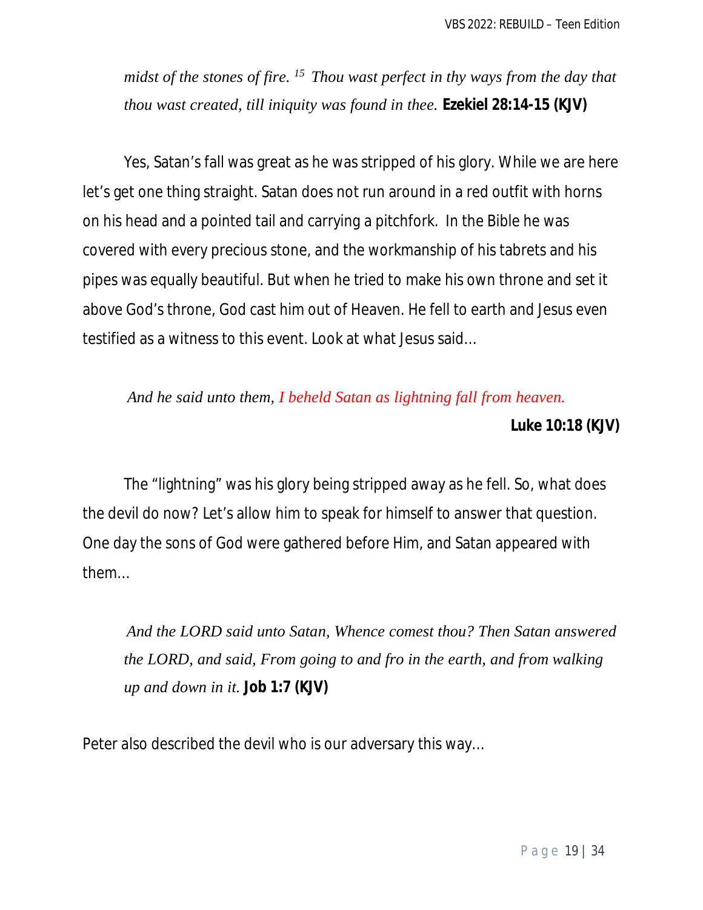*midst of the stones of fire. [15] Thou wast perfect in thy ways from the day that thou wast created, till iniquity was found in thee.* **Ezekiel 28:14-15 (KJV)**

Yes, Satan's fall was great as he was stripped of his glory. While we are here let's get one thing straight. Satan does not run around in a red outfit with horns on his head and a pointed tail and carrying a pitchfork. In the Bible he was covered with every precious stone, and the workmanship of his tabrets and his pipes was equally beautiful. But when he tried to make his own throne and set it above God's throne, God cast him out of Heaven. He fell to earth and Jesus even testified as a witness to this event. Look at what Jesus said…

*And he said unto them, I beheld Satan as lightning fall from heaven.*

**Luke 10:18 (KJV)**

The "lightning" was his glory being stripped away as he fell. So, what does the devil do now? Let's allow him to speak for himself to answer that question. One day the sons of God were gathered before Him, and Satan appeared with them…

*And the LORD said unto Satan, Whence comest thou? Then Satan answered the LORD, and said, From going to and fro in the earth, and from walking up and down in it.* **Job 1:7 (KJV)**

Peter also described the devil who is our adversary this way…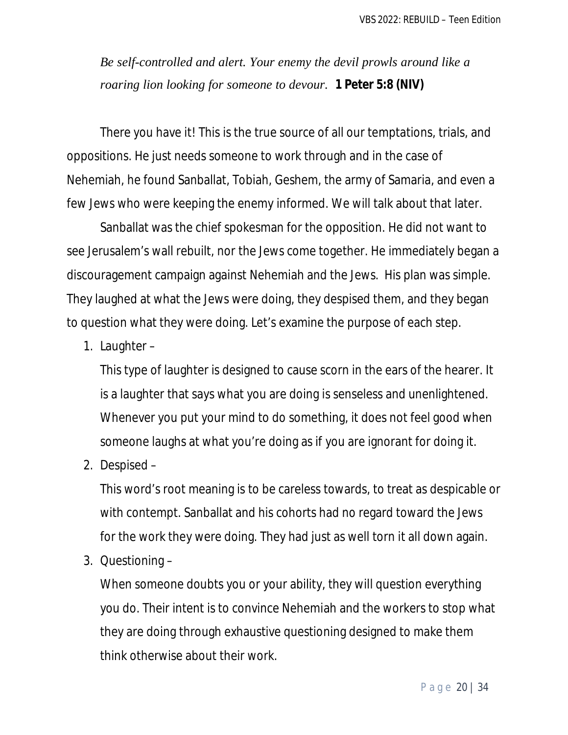*Be self-controlled and alert. Your enemy the devil prowls around like a roaring lion looking for someone to devour.* **1 Peter 5:8 (NIV)**

There you have it! This is the true source of all our temptations, trials, and oppositions. He just needs someone to work through and in the case of Nehemiah, he found Sanballat, Tobiah, Geshem, the army of Samaria, and even a few Jews who were keeping the enemy informed. We will talk about that later.

Sanballat was the chief spokesman for the opposition. He did not want to see Jerusalem's wall rebuilt, nor the Jews come together. He immediately began a discouragement campaign against Nehemiah and the Jews. His plan was simple. They laughed at what the Jews were doing, they despised them, and they began to question what they were doing. Let's examine the purpose of each step.

1. Laughter –

   This type of laughter is designed to cause scorn in the ears of the hearer. It is a laughter that says what you are doing is senseless and unenlightened. Whenever you put your mind to do something, it does not feel good when someone laughs at what you're doing as if you are ignorant for doing it.

2. Despised –

   This word's root meaning is to be careless towards, to treat as despicable or with contempt. Sanballat and his cohorts had no regard toward the Jews for the work they were doing. They had just as well torn it all down again.

3. Questioning –

   When someone doubts you or your ability, they will question everything you do. Their intent is to convince Nehemiah and the workers to stop what they are doing through exhaustive questioning designed to make them think otherwise about their work.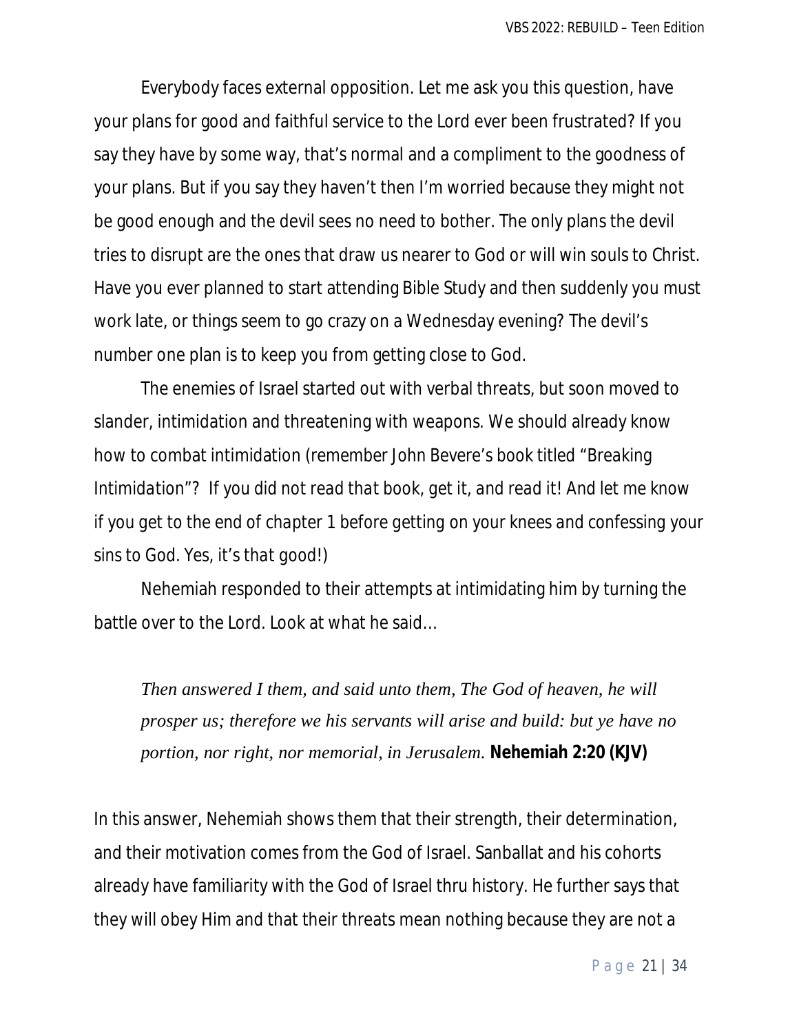Everybody faces external opposition. Let me ask you this question, have your plans for good and faithful service to the Lord ever been frustrated? If you say they have by some way, that's normal and a compliment to the goodness of your plans. But if you say they haven't then I'm worried because they might not be good enough and the devil sees no need to bother. The only plans the devil tries to disrupt are the ones that draw us nearer to God or will win souls to Christ. Have you ever planned to start attending Bible Study and then suddenly you must work late, or things seem to go crazy on a Wednesday evening? The devil's number one plan is to keep you from getting close to God.

The enemies of Israel started out with verbal threats, but soon moved to slander, intimidation and threatening with weapons. We should already know how to combat intimidation (remember John Bevere's book titled "Breaking Intimidation"? *If you did not read that book, get it, and read it! And let me know if you get to the end of chapter 1 before getting on your knees and confessing your sins to God. Yes, it's that good!)*

Nehemiah responded to their attempts at intimidating him by turning the battle over to the Lord. Look at what he said…

> *Then answered I them, and said unto them, The God of heaven, he will prosper us; therefore we his servants will arise and build: but ye have no portion, nor right, nor memorial, in Jerusalem.* **Nehemiah 2:20 (KJV)**

In this answer, Nehemiah shows them that their strength, their determination, and their motivation comes from the God of Israel. Sanballat and his cohorts already have familiarity with the God of Israel thru history. He further says that they will obey Him and that their threats mean nothing because they are not a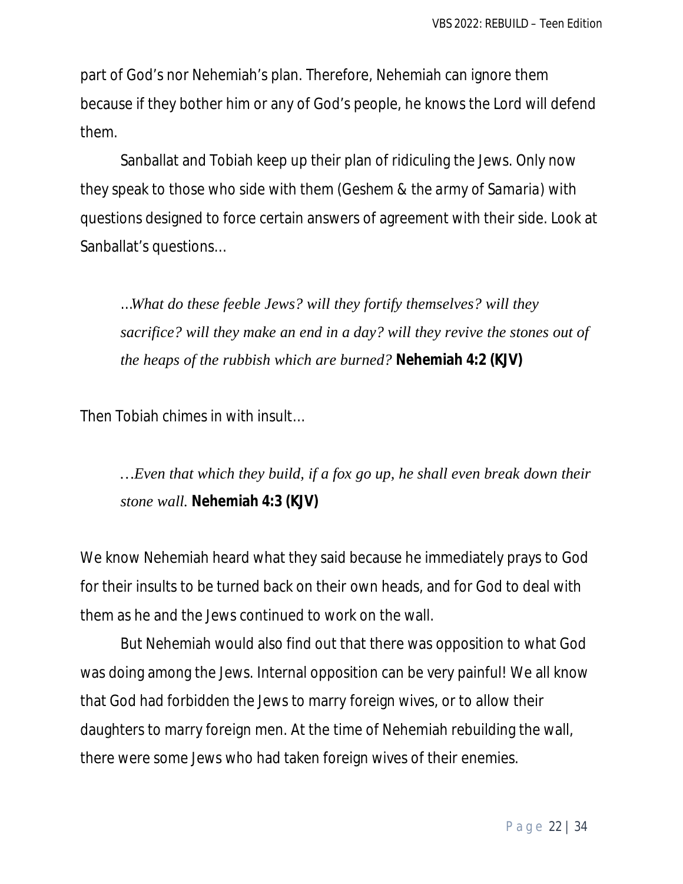part of God's nor Nehemiah's plan. Therefore, Nehemiah can ignore them because if they bother him or any of God's people, he knows the Lord will defend them.

Sanballat and Tobiah keep up their plan of ridiculing the Jews. Only now they speak to those who side with them (Geshem & *the army of Samaria*) with questions designed to force certain answers of agreement with their side. Look at Sanballat's questions…

> *…What do these feeble Jews? will they fortify themselves? will they sacrifice? will they make an end in a day? will they revive the stones out of the heaps of the rubbish which are burned?* **Nehemiah 4:2 (KJV)**

Then Tobiah chimes in with insult…

> *…Even that which they build, if a fox go up, he shall even break down their stone wall.* **Nehemiah 4:3 (KJV)**

We know Nehemiah heard what they said because he immediately prays to God for their insults to be turned back on their own heads, and for God to deal with them as he and the Jews continued to work on the wall.

But Nehemiah would also find out that there was opposition to what God was doing among the Jews. Internal opposition can be very painful! We all know that God had forbidden the Jews to marry foreign wives, or to allow their daughters to marry foreign men. At the time of Nehemiah rebuilding the wall, there were some Jews who had taken foreign wives of their enemies.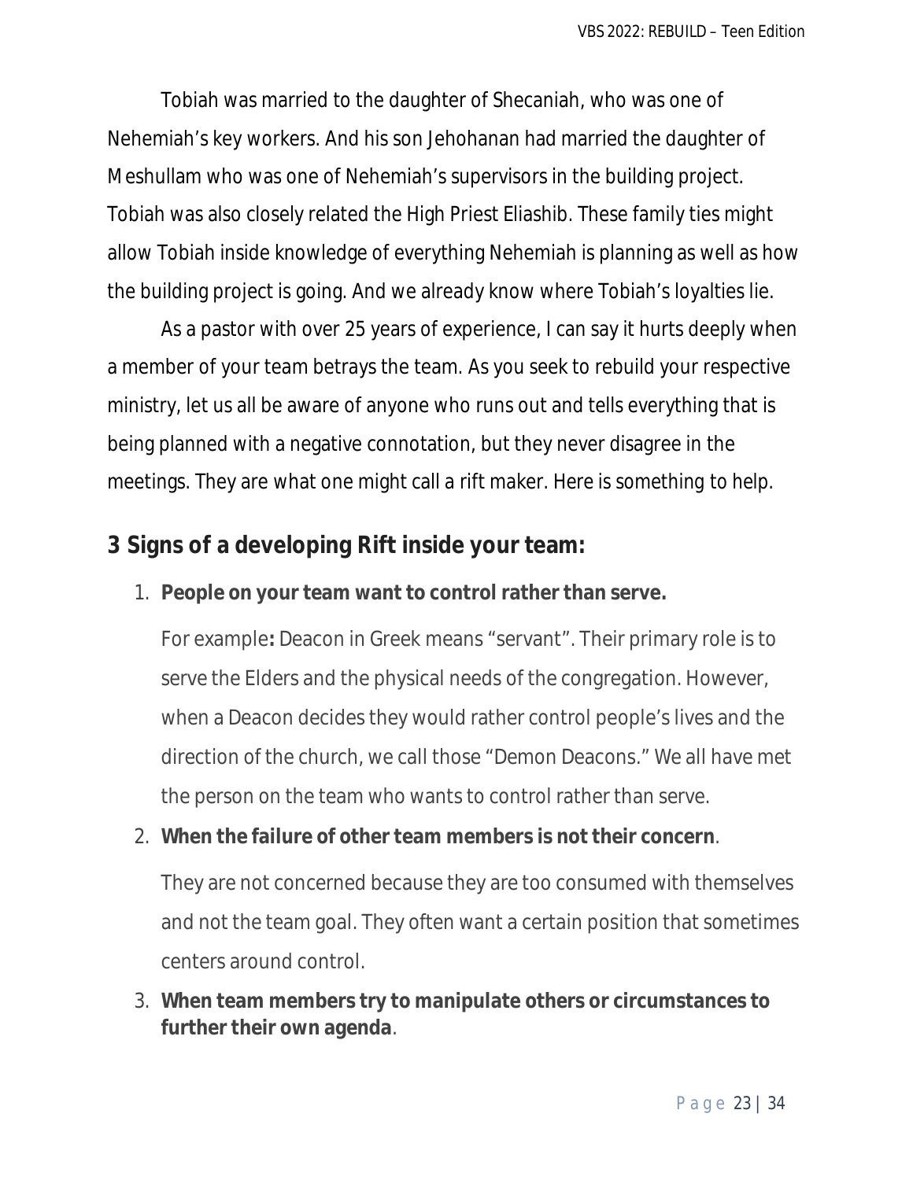Tobiah was married to the daughter of Shecaniah, who was one of Nehemiah's key workers. And his son Jehohanan had married the daughter of Meshullam who was one of Nehemiah's supervisors in the building project. Tobiah was also closely related the High Priest Eliashib. These family ties might allow Tobiah inside knowledge of everything Nehemiah is planning as well as how the building project is going. And we already know where Tobiah's loyalties lie.

As a pastor with over 25 years of experience, I can say it hurts deeply when a member of your team betrays the team. As you seek to rebuild your respective ministry, let us all be aware of anyone who runs out and tells everything that is being planned with a negative connotation, but they never disagree in the meetings. They are what one might call a rift maker. Here is something to help.

## 3 Signs of a developing Rift inside your team:

1. **People on your team want to control rather than serve.**

   For example**:** Deacon in Greek means "servant". Their primary role is to serve the Elders and the physical needs of the congregation. However, when a Deacon decides they would rather control people's lives and the direction of the church, we call those "Demon Deacons." We all have met the person on the team who wants to control rather than serve.

2. **When the failure of other team members is not their concern**.

   They are not concerned because they are too consumed with themselves and not the team goal. They often want a certain position that sometimes centers around control.

3. **When team members try to manipulate others or circumstances to further their own agenda**.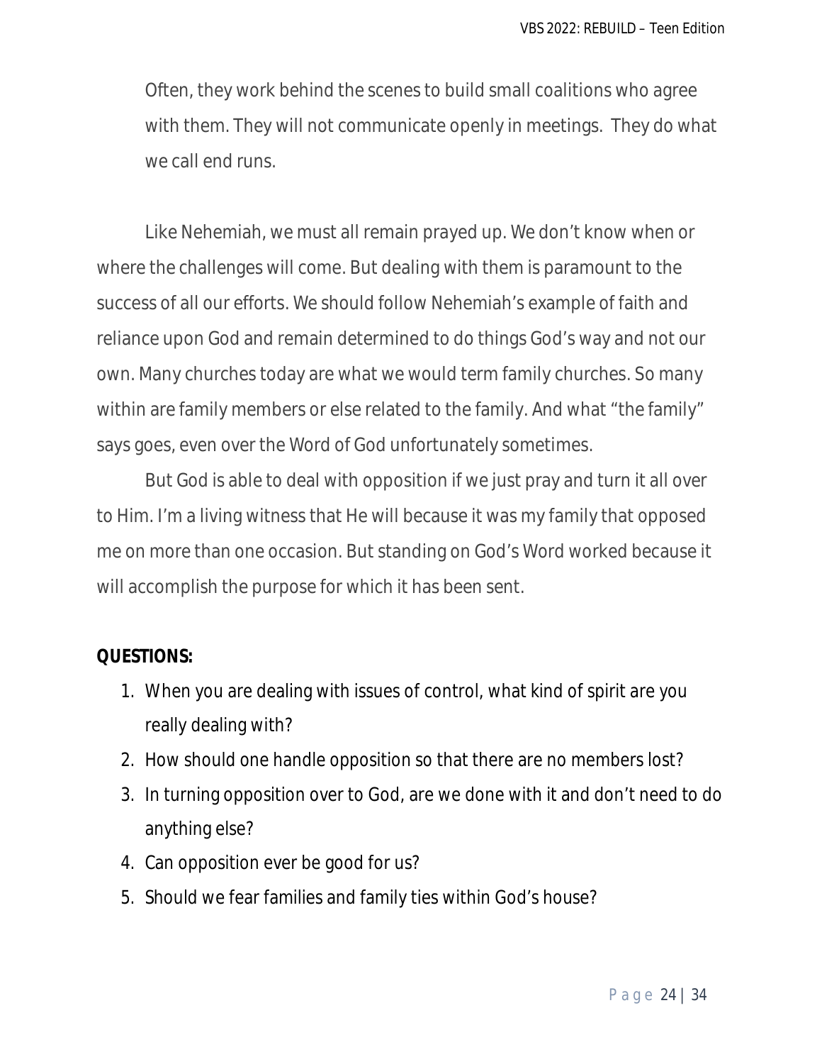Often, they work behind the scenes to build small coalitions who agree with them. They will not communicate openly in meetings. They do what we call end runs.

Like Nehemiah, we must all remain prayed up. We don't know when or where the challenges will come. But dealing with them is paramount to the success of all our efforts. We should follow Nehemiah's example of faith and reliance upon God and remain determined to do things God's way and not our own. Many churches today are what we would term family churches. So many within are family members or else related to the family. And what "the family" says goes, even over the Word of God unfortunately sometimes.

But God is able to deal with opposition if we just pray and turn it all over to Him. I'm a living witness that He will because it was my family that opposed me on more than one occasion. But standing on God's Word worked because it will accomplish the purpose for which it has been sent.

**QUESTIONS:**

1. When you are dealing with issues of control, what kind of spirit are you really dealing with?
2. How should one handle opposition so that there are no members lost?
3. In turning opposition over to God, are we done with it and don't need to do anything else?
4. Can opposition ever be good for us?
5. Should we fear families and family ties within God's house?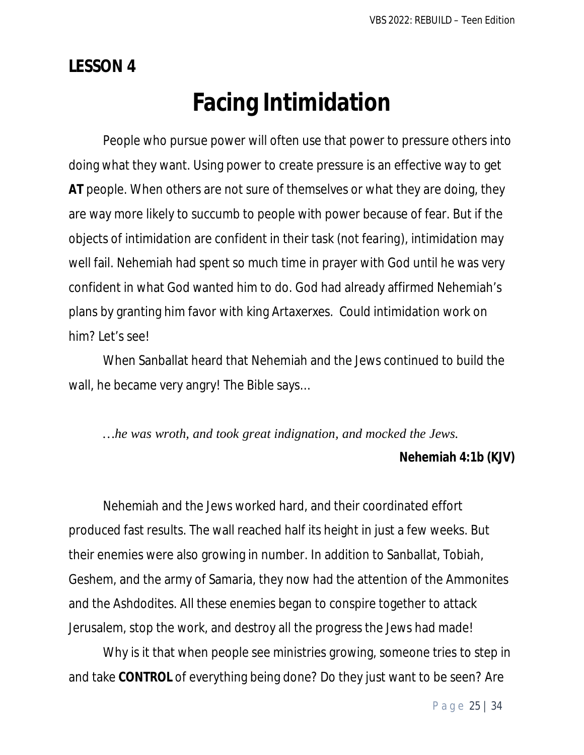**LESSON 4**

# Facing Intimidation

People who pursue power will often use that power to pressure others into doing what they want. Using power to create pressure is an effective way to get **AT** people. When others are not sure of themselves or what they are doing, they are way more likely to succumb to people with power because of fear. But if the objects of intimidation are confident in their task (not fearing), intimidation may well fail. Nehemiah had spent so much time in prayer with God until he was very confident in what God wanted him to do. God had already affirmed Nehemiah's plans by granting him favor with king Artaxerxes. Could intimidation work on him? Let's see!

When Sanballat heard that Nehemiah and the Jews continued to build the wall, he became very angry! The Bible says…

*…he was wroth, and took great indignation, and mocked the Jews.*

**Nehemiah 4:1b (KJV)**

Nehemiah and the Jews worked hard, and their coordinated effort produced fast results. The wall reached half its height in just a few weeks. But their enemies were also growing in number. In addition to Sanballat, Tobiah, Geshem, and the army of Samaria, they now had the attention of the Ammonites and the Ashdodites. All these enemies began to conspire together to attack Jerusalem, stop the work, and destroy all the progress the Jews had made!

Why is it that when people see ministries growing, someone tries to step in and take **CONTROL** of everything being done? Do they just want to be seen? Are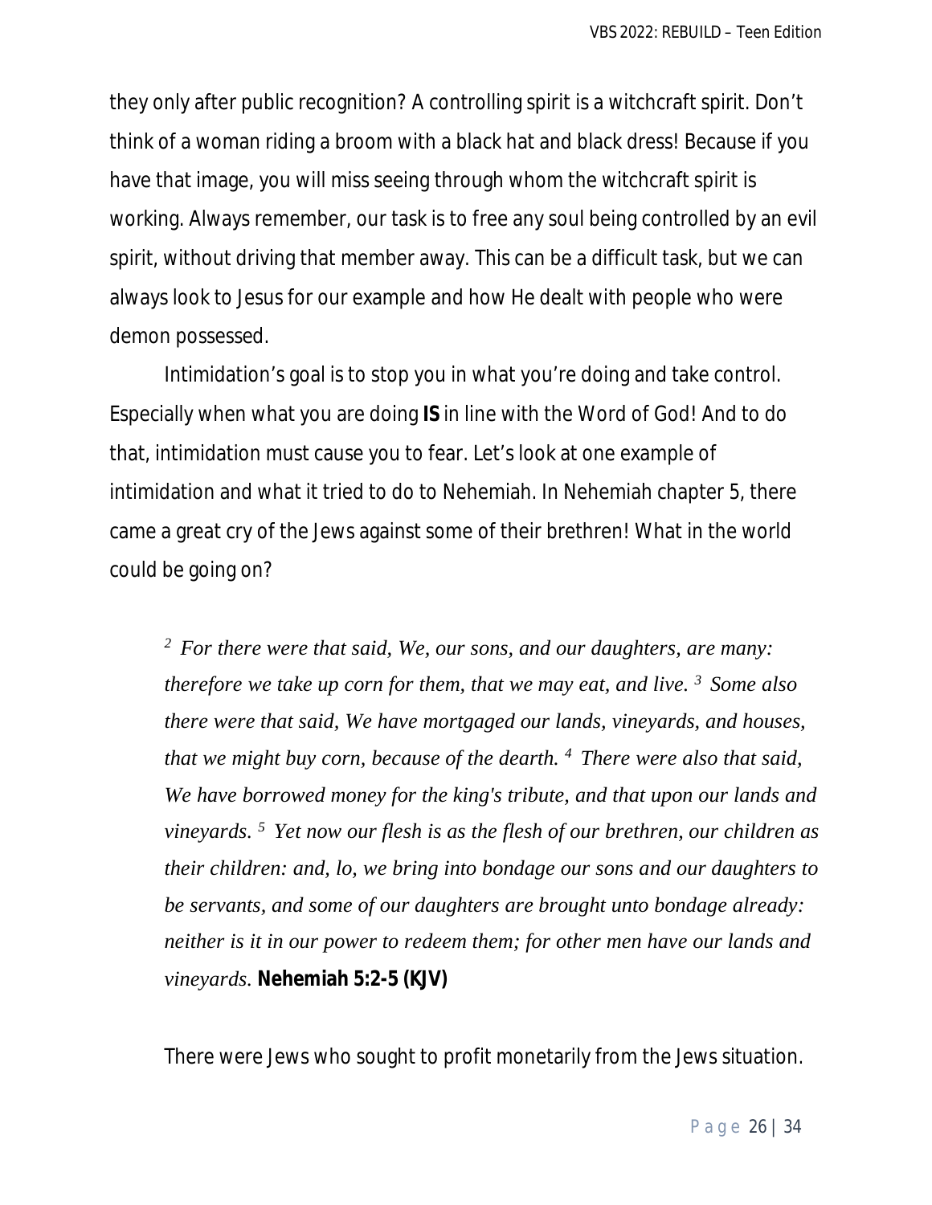they only after public recognition? A controlling spirit is a witchcraft spirit. Don't think of a woman riding a broom with a black hat and black dress! Because if you have that image, you will miss seeing through whom the witchcraft spirit is working. Always remember, our task is to free any soul being controlled by an evil spirit, without driving that member away. This can be a difficult task, but we can always look to Jesus for our example and how He dealt with people who were demon possessed.

Intimidation's goal is to stop you in what you're doing and take control. Especially when what you are doing **IS** in line with the Word of God! And to do that, intimidation must cause you to fear. Let's look at one example of intimidation and what it tried to do to Nehemiah. In Nehemiah chapter 5, there came a great cry of the Jews against some of their brethren! What in the world could be going on?

> [2] *For there were that said, We, our sons, and our daughters, are many: therefore we take up corn for them, that we may eat, and live.* [3] *Some also there were that said, We have mortgaged our lands, vineyards, and houses, that we might buy corn, because of the dearth.* [4] *There were also that said, We have borrowed money for the king's tribute, and that upon our lands and vineyards.* [5] *Yet now our flesh is as the flesh of our brethren, our children as their children: and, lo, we bring into bondage our sons and our daughters to be servants, and some of our daughters are brought unto bondage already: neither is it in our power to redeem them; for other men have our lands and vineyards.* **Nehemiah 5:2-5 (KJV)**

There were Jews who sought to profit monetarily from the Jews situation.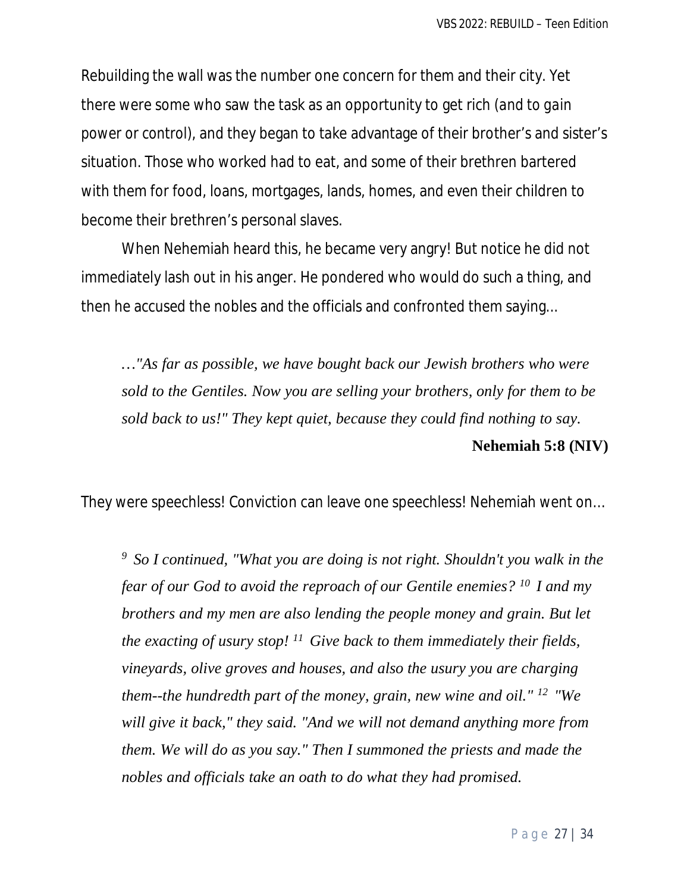Rebuilding the wall was the number one concern for them and their city. Yet there were some who saw the task as an opportunity to get rich (and to gain power or control), and they began to take advantage of their brother's and sister's situation. Those who worked had to eat, and some of their brethren bartered with them for food, loans, mortgages, lands, homes, and even their children to become their brethren's personal slaves.

When Nehemiah heard this, he became very angry! But notice he did not immediately lash out in his anger. He pondered who would do such a thing, and then he accused the nobles and the officials and confronted them saying…

> *…"As far as possible, we have bought back our Jewish brothers who were sold to the Gentiles. Now you are selling your brothers, only for them to be sold back to us!" They kept quiet, because they could find nothing to say.*
>
> **Nehemiah 5:8 (NIV)**

They were speechless! Conviction can leave one speechless! Nehemiah went on…

> *[9] So I continued, "What you are doing is not right. Shouldn't you walk in the fear of our God to avoid the reproach of our Gentile enemies? [10] I and my brothers and my men are also lending the people money and grain. But let the exacting of usury stop! [11] Give back to them immediately their fields, vineyards, olive groves and houses, and also the usury you are charging them--the hundredth part of the money, grain, new wine and oil." [12] "We will give it back," they said. "And we will not demand anything more from them. We will do as you say." Then I summoned the priests and made the nobles and officials take an oath to do what they had promised.*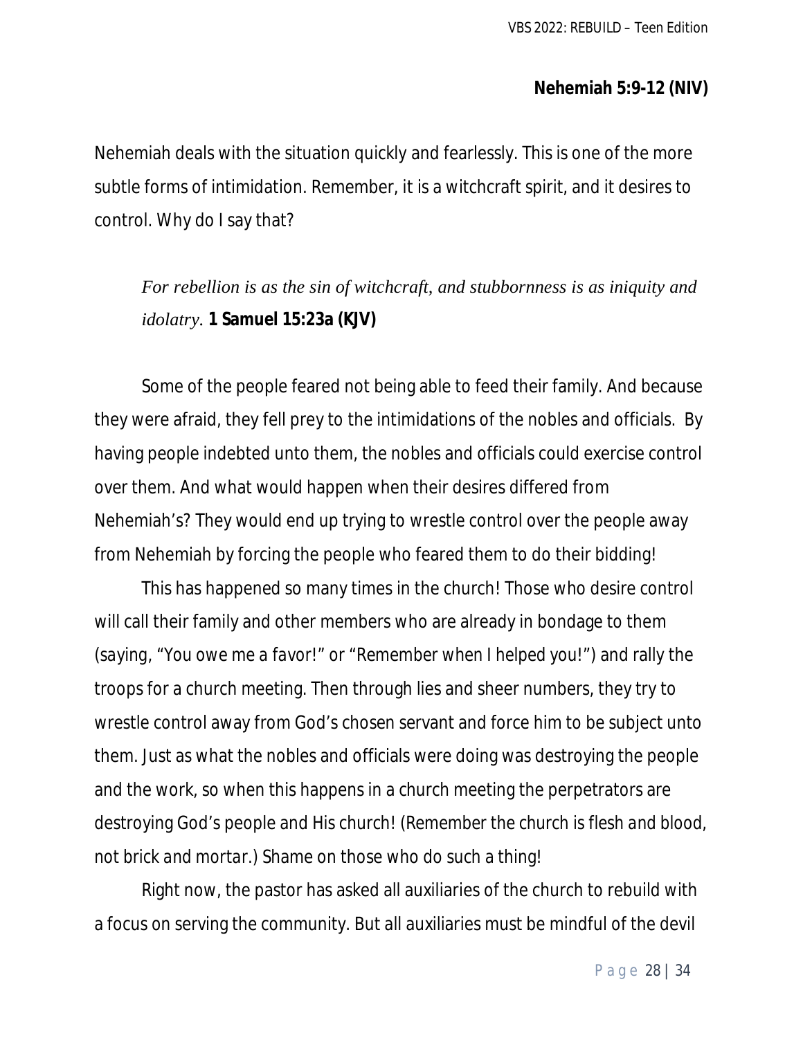**Nehemiah 5:9-12 (NIV)**

Nehemiah deals with the situation quickly and fearlessly. This is one of the more subtle forms of intimidation. Remember, it is a witchcraft spirit, and it desires to control. Why do I say that?

> *For rebellion is as the sin of witchcraft, and stubbornness is as iniquity and idolatry.* **1 Samuel 15:23a (KJV)**

Some of the people feared not being able to feed their family. And because they were afraid, they fell prey to the intimidations of the nobles and officials. By having people indebted unto them, the nobles and officials could exercise control over them. And what would happen when their desires differed from Nehemiah's? They would end up trying to wrestle control over the people away from Nehemiah by forcing the people who feared them to do their bidding!

This has happened so many times in the church! Those who desire control will call their family and other members who are already in bondage to them (saying, "You owe me a favor!" or "Remember when I helped you!") and rally the troops for a church meeting. Then through lies and sheer numbers, they try to wrestle control away from God's chosen servant and force him to be subject unto them. Just as what the nobles and officials were doing was destroying the people and the work, so when this happens in a church meeting the perpetrators are destroying God's people and His church! (Remember the church is flesh and blood, not brick and mortar.) Shame on those who do such a thing!

Right now, the pastor has asked all auxiliaries of the church to rebuild with a focus on serving the community. But all auxiliaries must be mindful of the devil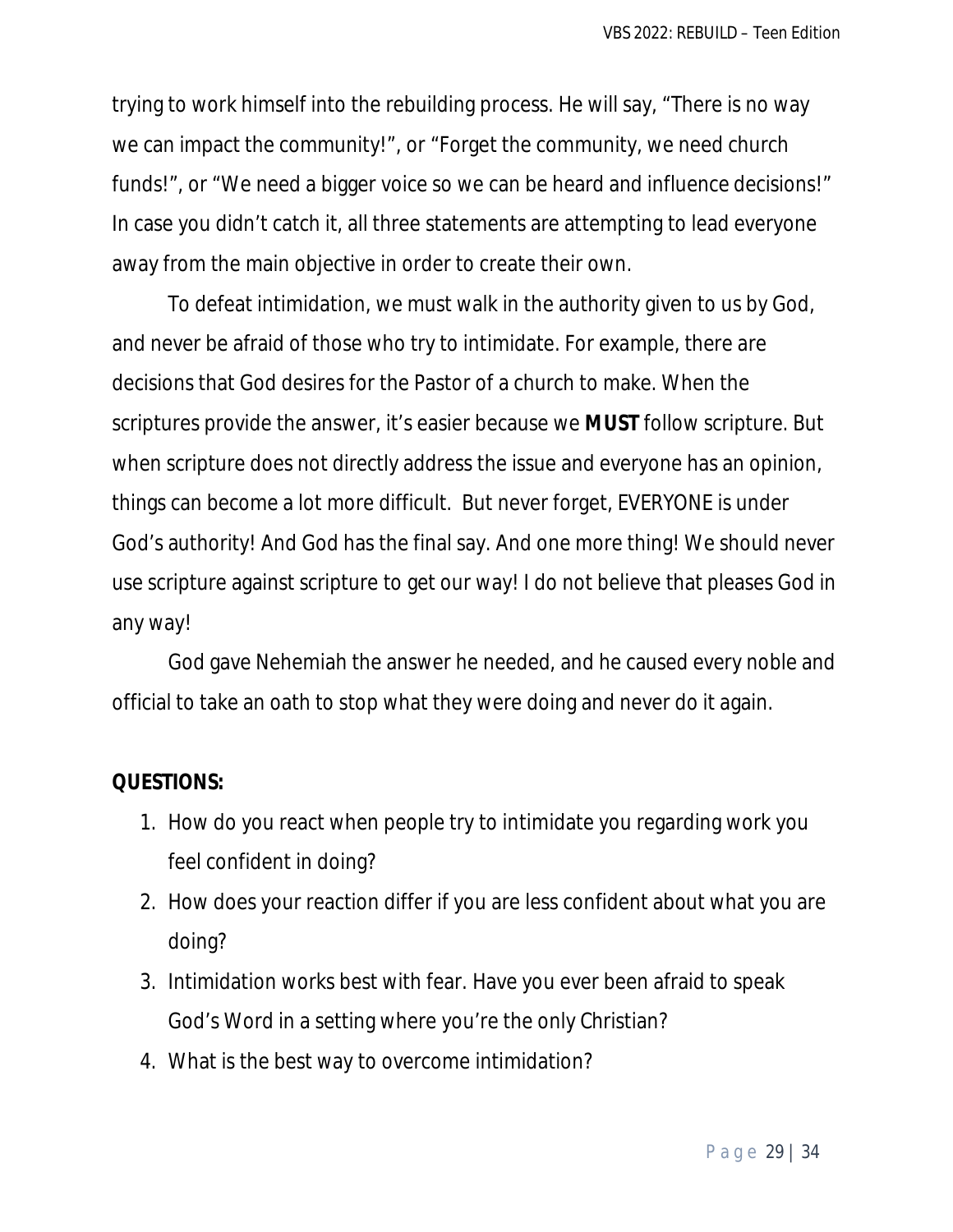trying to work himself into the rebuilding process. He will say, "There is no way we can impact the community!", or "Forget the community, we need church funds!", or "We need a bigger voice so we can be heard and influence decisions!" In case you didn't catch it, all three statements are attempting to lead everyone away from the main objective in order to create their own.

To defeat intimidation, we must walk in the authority given to us by God, and never be afraid of those who try to intimidate. For example, there are decisions that God desires for the Pastor of a church to make. When the scriptures provide the answer, it's easier because we **MUST** follow scripture. But when scripture does not directly address the issue and everyone has an opinion, things can become a lot more difficult. But never forget, EVERYONE is under God's authority! And God has the final say. And one more thing! We should never use scripture against scripture to get our way! I do not believe that pleases God in any way!

God gave Nehemiah the answer he needed, and he caused every noble and official to take an oath to stop what they were doing and never do it again.

**QUESTIONS:**

1. How do you react when people try to intimidate you regarding work you feel confident in doing?
2. How does your reaction differ if you are less confident about what you are doing?
3. Intimidation works best with fear. Have you ever been afraid to speak God's Word in a setting where you're the only Christian?
4. What is the best way to overcome intimidation?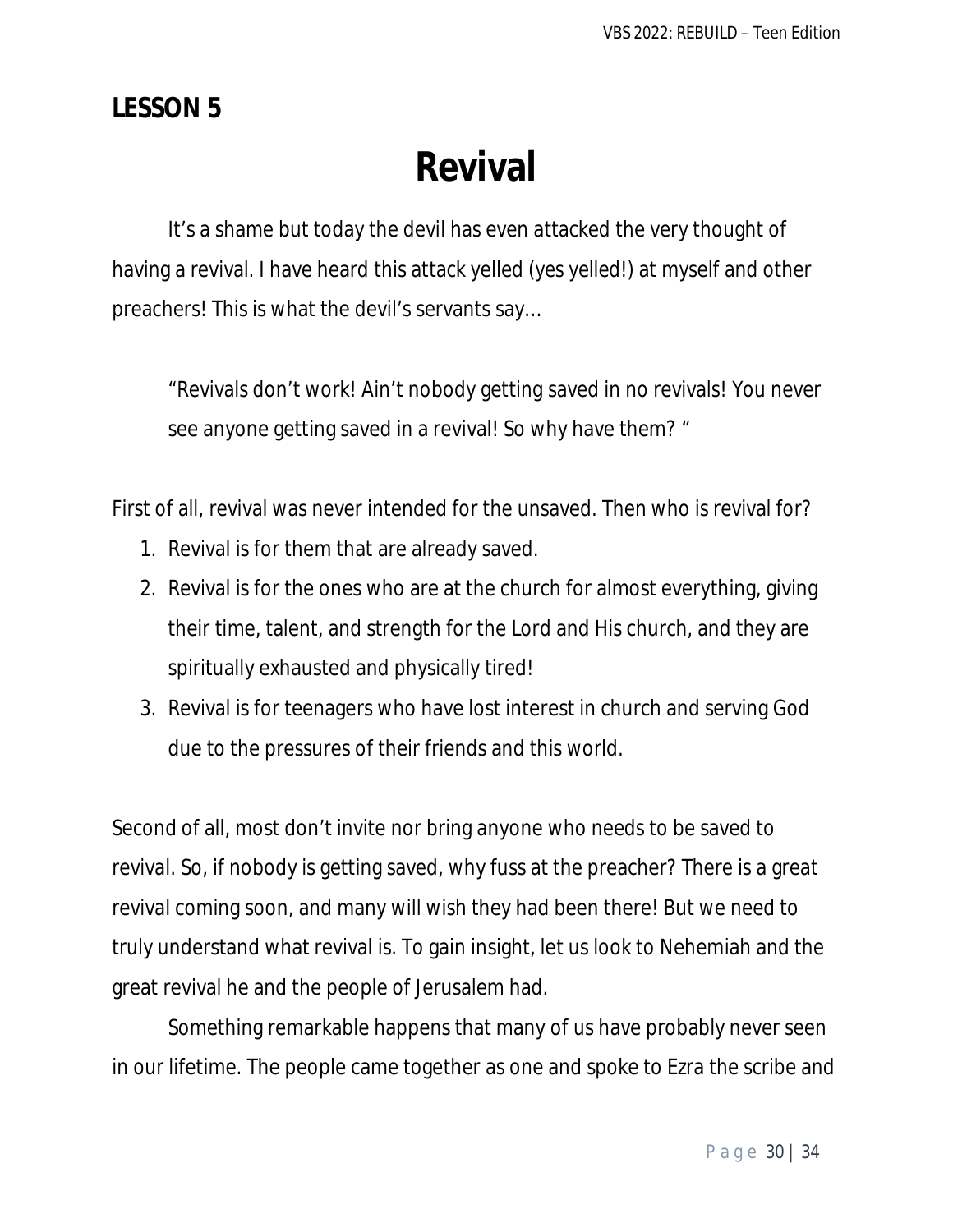## LESSON 5

# Revival

It's a shame but today the devil has even attacked the very thought of having a revival. I have heard this attack yelled (yes yelled!) at myself and other preachers! This is what the devil's servants say…

> "Revivals don't work! Ain't nobody getting saved in no revivals! You never see anyone getting saved in a revival! So why have them? "

First of all, revival was never intended for the unsaved. Then who is revival for?

1. Revival is for them that are already saved.
2. Revival is for the ones who are at the church for almost everything, giving their time, talent, and strength for the Lord and His church, and they are spiritually exhausted and physically tired!
3. Revival is for teenagers who have lost interest in church and serving God due to the pressures of their friends and this world.

Second of all, most don't invite nor bring anyone who needs to be saved to revival. So, if nobody is getting saved, why fuss at the preacher? There is a great revival coming soon, and many will wish they had been there! But we need to truly understand what revival is. To gain insight, let us look to Nehemiah and the great revival he and the people of Jerusalem had.

Something remarkable happens that many of us have probably never seen in our lifetime. The people came together as one and spoke to Ezra the scribe and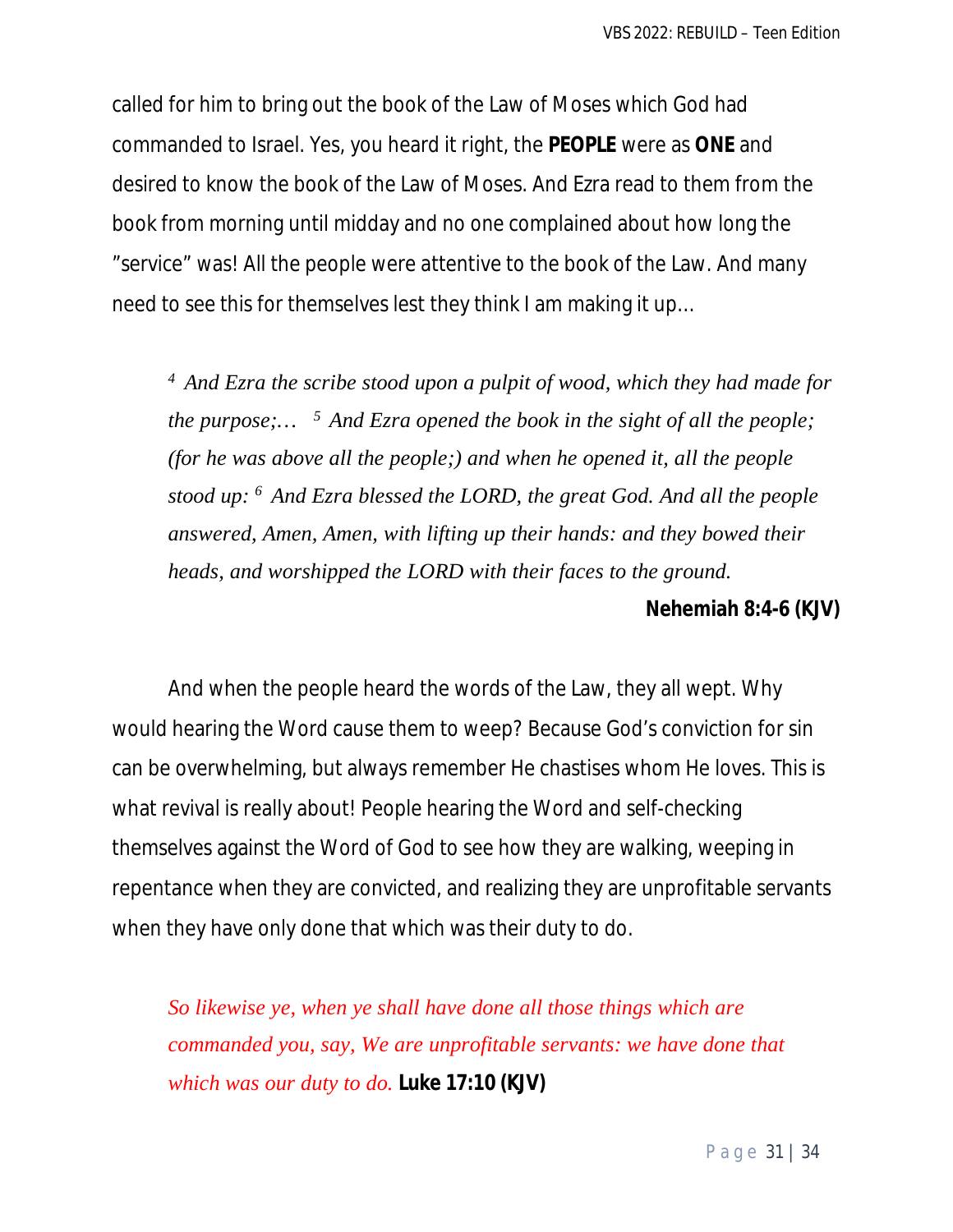called for him to bring out the book of the Law of Moses which God had commanded to Israel. Yes, you heard it right, the **PEOPLE** were as **ONE** and desired to know the book of the Law of Moses. And Ezra read to them from the book from morning until midday and no one complained about how long the "service" was! All the people were attentive to the book of the Law. And many need to see this for themselves lest they think I am making it up…

> *[4] And Ezra the scribe stood upon a pulpit of wood, which they had made for the purpose;… [5] And Ezra opened the book in the sight of all the people; (for he was above all the people;) and when he opened it, all the people stood up: [6] And Ezra blessed the LORD, the great God. And all the people answered, Amen, Amen, with lifting up their hands: and they bowed their heads, and worshipped the LORD with their faces to the ground.*
>
> **Nehemiah 8:4-6 (KJV)**

And when the people heard the words of the Law, they all wept. Why would hearing the Word cause them to weep? Because God's conviction for sin can be overwhelming, but always remember He chastises whom He loves. This is what revival is really about! People hearing the Word and self-checking themselves against the Word of God to see how they are walking, weeping in repentance when they are convicted, and realizing they are unprofitable servants when they have only done that which was their duty to do.

> *So likewise ye, when ye shall have done all those things which are commanded you, say, We are unprofitable servants: we have done that which was our duty to do.* **Luke 17:10 (KJV)**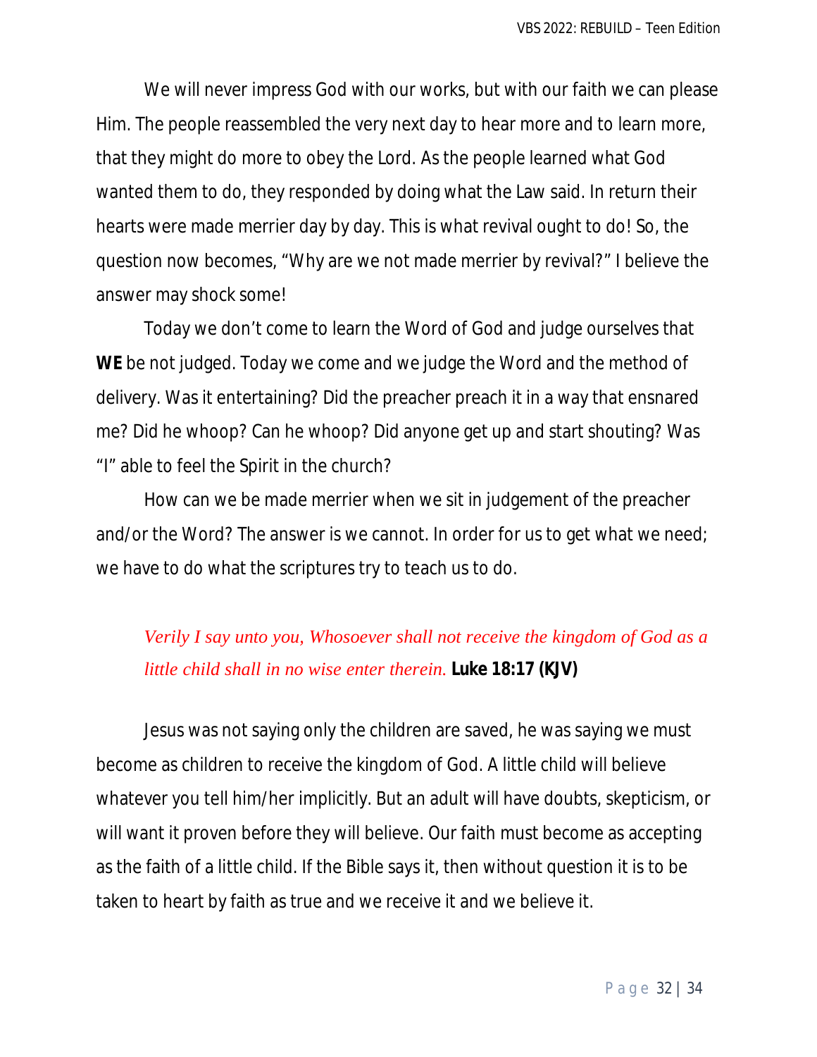We will never impress God with our works, but with our faith we can please Him. The people reassembled the very next day to hear more and to learn more, that they might do more to obey the Lord. As the people learned what God wanted them to do, they responded by doing what the Law said. In return their hearts were made merrier day by day. This is what revival ought to do! So, the question now becomes, "Why are we not made merrier by revival?" I believe the answer may shock some!

Today we don't come to learn the Word of God and judge ourselves that **WE** be not judged. Today we come and we judge the Word and the method of delivery. Was it entertaining? Did the preacher preach it in a way that ensnared me? Did he whoop? Can he whoop? Did anyone get up and start shouting? Was "I" able to feel the Spirit in the church?

How can we be made merrier when we sit in judgement of the preacher and/or the Word? The answer is we cannot. In order for us to get what we need; we have to do what the scriptures try to teach us to do.

> *Verily I say unto you, Whosoever shall not receive the kingdom of God as a little child shall in no wise enter therein.* **Luke 18:17 (KJV)**

Jesus was not saying only the children are saved, he was saying we must become as children to receive the kingdom of God. A little child will believe whatever you tell him/her implicitly. But an adult will have doubts, skepticism, or will want it proven before they will believe. Our faith must become as accepting as the faith of a little child. If the Bible says it, then without question it is to be taken to heart by faith as true and we receive it and we believe it.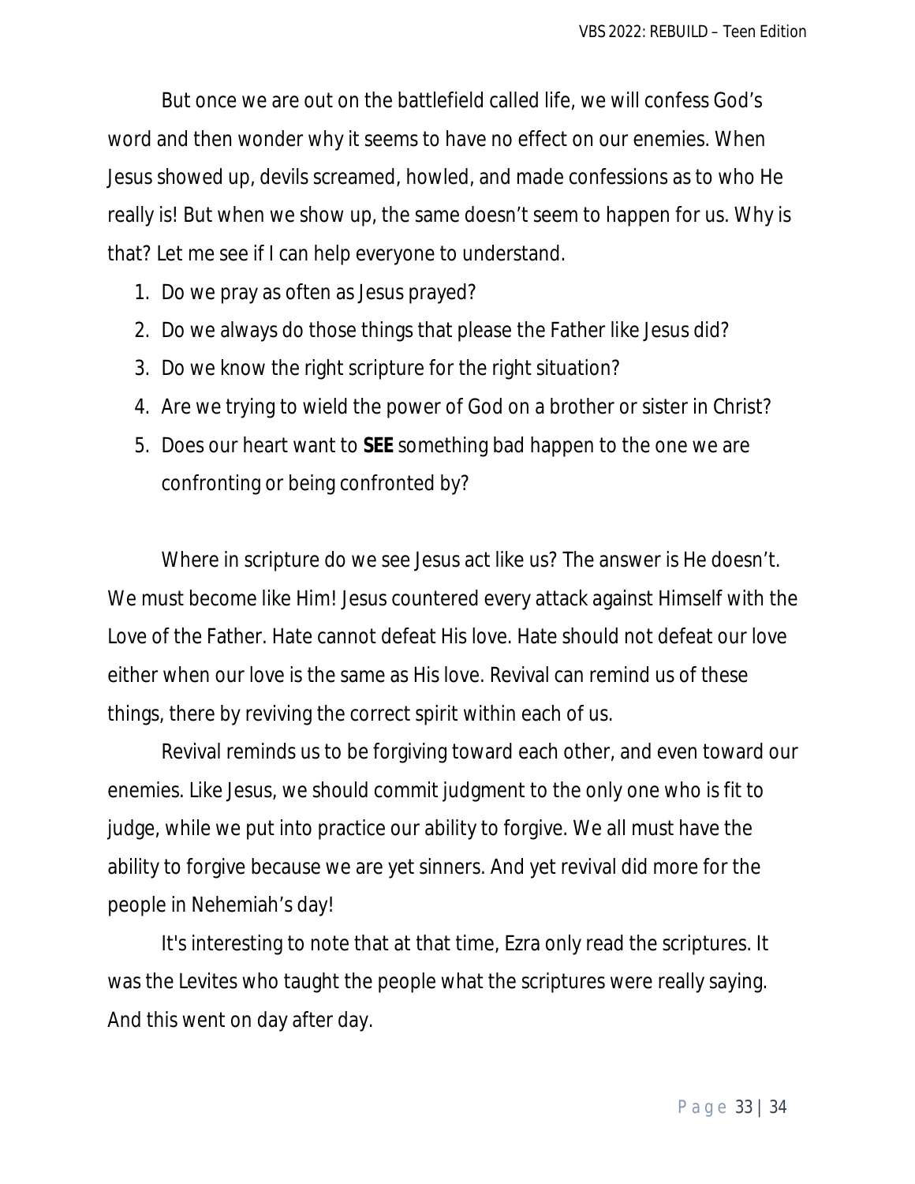But once we are out on the battlefield called life, we will confess God's word and then wonder why it seems to have no effect on our enemies. When Jesus showed up, devils screamed, howled, and made confessions as to who He really is! But when we show up, the same doesn't seem to happen for us. Why is that? Let me see if I can help everyone to understand.

1. Do we pray as often as Jesus prayed?
2. Do we always do those things that please the Father like Jesus did?
3. Do we know the right scripture for the right situation?
4. Are we trying to wield the power of God on a brother or sister in Christ?
5. Does our heart want to **SEE** something bad happen to the one we are confronting or being confronted by?

Where in scripture do we see Jesus act like us? The answer is He doesn't. We must become like Him! Jesus countered every attack against Himself with the Love of the Father. Hate cannot defeat His love. Hate should not defeat our love either when our love is the same as His love. Revival can remind us of these things, there by reviving the correct spirit within each of us.

Revival reminds us to be forgiving toward each other, and even toward our enemies. Like Jesus, we should commit judgment to the only one who is fit to judge, while we put into practice our ability to forgive. We all must have the ability to forgive because we are yet sinners. And yet revival did more for the people in Nehemiah's day!

It's interesting to note that at that time, Ezra only read the scriptures. It was the Levites who taught the people what the scriptures were really saying. And this went on day after day.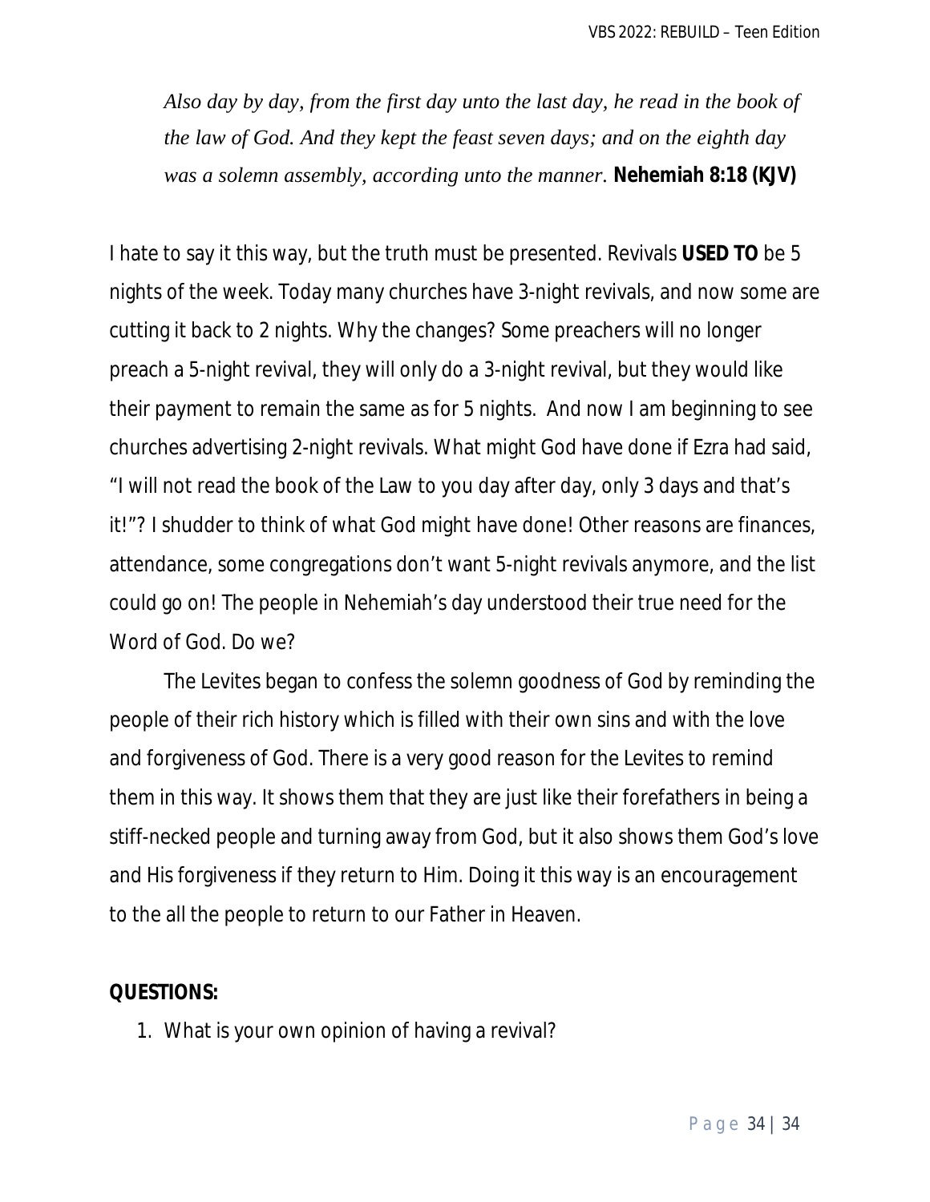*Also day by day, from the first day unto the last day, he read in the book of the law of God. And they kept the feast seven days; and on the eighth day was a solemn assembly, according unto the manner.* **Nehemiah 8:18 (KJV)**

I hate to say it this way, but the truth must be presented. Revivals **USED TO** be 5 nights of the week. Today many churches have 3-night revivals, and now some are cutting it back to 2 nights. Why the changes? Some preachers will no longer preach a 5-night revival, they will only do a 3-night revival, but they would like their payment to remain the same as for 5 nights. And now I am beginning to see churches advertising 2-night revivals. What might God have done if Ezra had said, "I will not read the book of the Law to you day after day, only 3 days and that's it!"? I shudder to think of what God might have done! Other reasons are finances, attendance, some congregations don't want 5-night revivals anymore, and the list could go on! The people in Nehemiah's day understood their true need for the Word of God. Do we?

The Levites began to confess the solemn goodness of God by reminding the people of their rich history which is filled with their own sins and with the love and forgiveness of God. There is a very good reason for the Levites to remind them in this way. It shows them that they are just like their forefathers in being a stiff-necked people and turning away from God, but it also shows them God's love and His forgiveness if they return to Him. Doing it this way is an encouragement to the all the people to return to our Father in Heaven.

**QUESTIONS:**

1. What is your own opinion of having a revival?